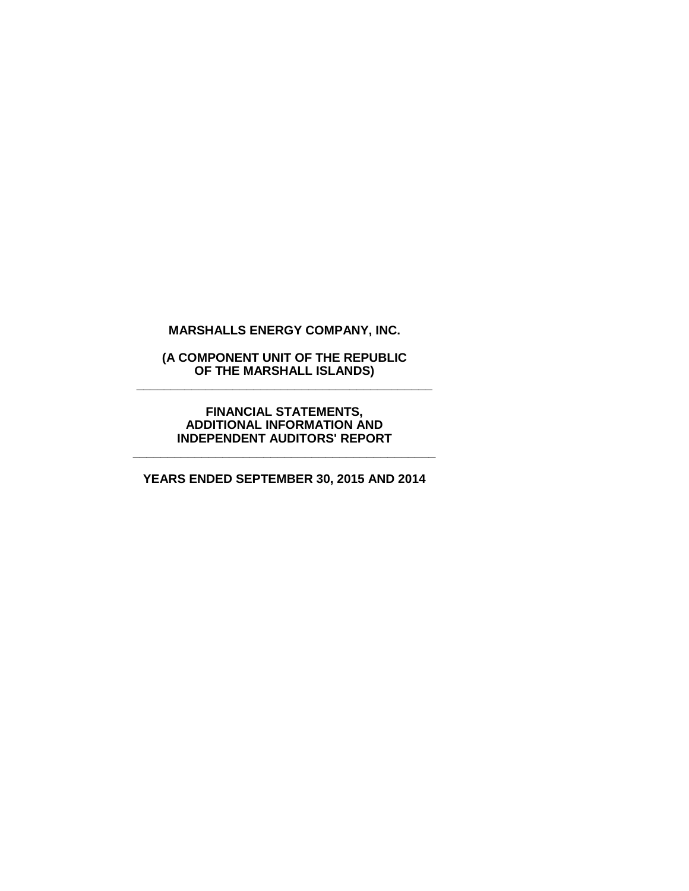# MARSHALLS ENERGY COMPANY, INC.

**(A COMPONENT UNIT OF THE REPUBLIC OF THE MARSHALL ISLANDS)**

---

**FINANCIAL STATEMENTS, ADDITIONAL INFORMATION AND INDEPENDENT AUDITORS' REPORT**

---

**YEARS ENDED SEPTEMBER 30, 2015 AND 2014**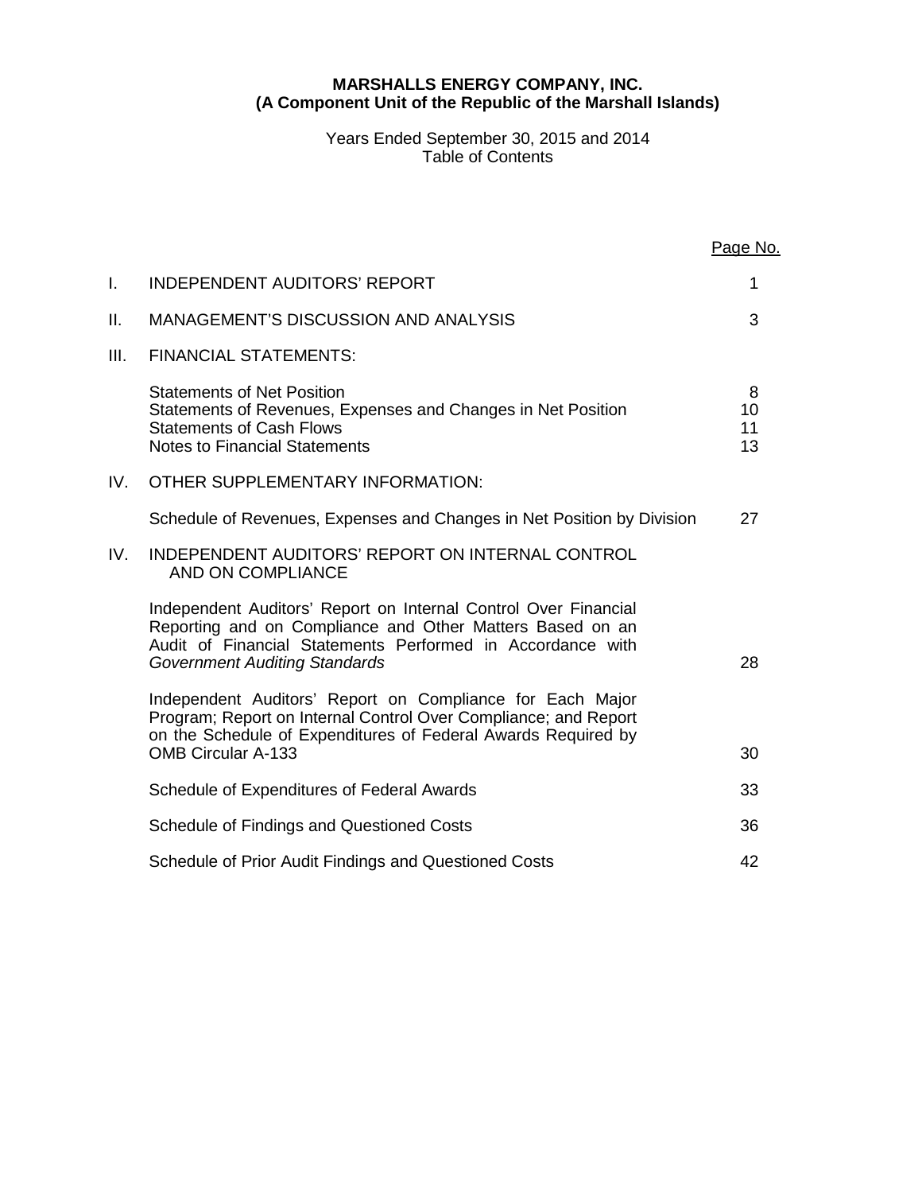**MARSHALLS ENERGY COMPANY, INC.**
**(A Component Unit of the Republic of the Marshall Islands)**

Years Ended September 30, 2015 and 2014
Table of Contents

| | | Page No. |
|---|---|---|
| I. | INDEPENDENT AUDITORS' REPORT | 1 |
| II. | MANAGEMENT'S DISCUSSION AND ANALYSIS | 3 |
| III. | FINANCIAL STATEMENTS: | |
| | Statements of Net Position | 8 |
| | Statements of Revenues, Expenses and Changes in Net Position | 10 |
| | Statements of Cash Flows | 11 |
| | Notes to Financial Statements | 13 |
| IV. | OTHER SUPPLEMENTARY INFORMATION: | |
| | Schedule of Revenues, Expenses and Changes in Net Position by Division | 27 |
| IV. | INDEPENDENT AUDITORS' REPORT ON INTERNAL CONTROL AND ON COMPLIANCE | |
| | Independent Auditors' Report on Internal Control Over Financial Reporting and on Compliance and Other Matters Based on an Audit of Financial Statements Performed in Accordance with *Government Auditing Standards* | 28 |
| | Independent Auditors' Report on Compliance for Each Major Program; Report on Internal Control Over Compliance; and Report on the Schedule of Expenditures of Federal Awards Required by OMB Circular A-133 | 30 |
| | Schedule of Expenditures of Federal Awards | 33 |
| | Schedule of Findings and Questioned Costs | 36 |
| | Schedule of Prior Audit Findings and Questioned Costs | 42 |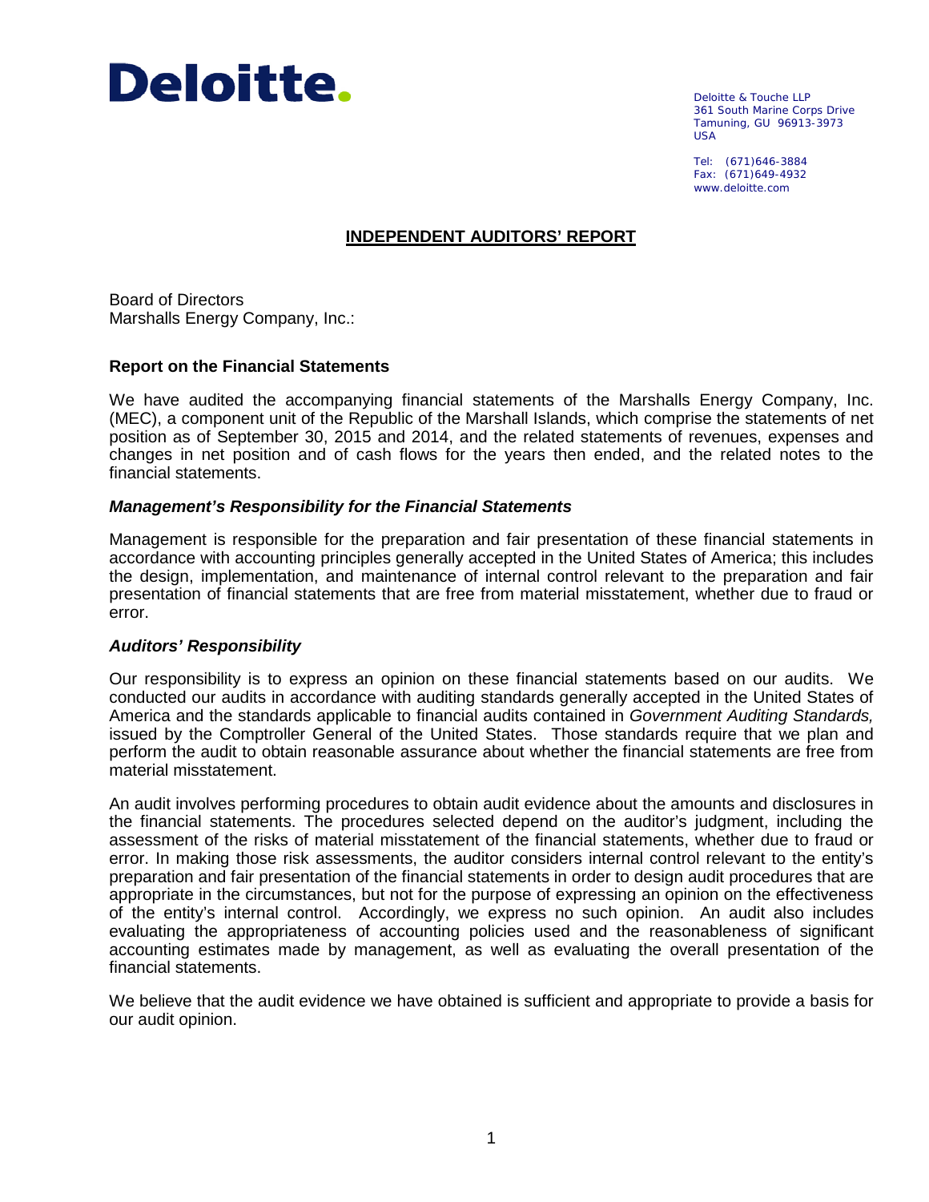**Deloitte.**

Deloitte & Touche LLP
361 South Marine Corps Drive
Tamuning, GU 96913-3973
USA

Tel: (671)646-3884
Fax: (671)649-4932
www.deloitte.com

## INDEPENDENT AUDITORS' REPORT

Board of Directors
Marshalls Energy Company, Inc.:

### Report on the Financial Statements

We have audited the accompanying financial statements of the Marshalls Energy Company, Inc. (MEC), a component unit of the Republic of the Marshall Islands, which comprise the statements of net position as of September 30, 2015 and 2014, and the related statements of revenues, expenses and changes in net position and of cash flows for the years then ended, and the related notes to the financial statements.

#### *Management's Responsibility for the Financial Statements*

Management is responsible for the preparation and fair presentation of these financial statements in accordance with accounting principles generally accepted in the United States of America; this includes the design, implementation, and maintenance of internal control relevant to the preparation and fair presentation of financial statements that are free from material misstatement, whether due to fraud or error.

#### *Auditors' Responsibility*

Our responsibility is to express an opinion on these financial statements based on our audits. We conducted our audits in accordance with auditing standards generally accepted in the United States of America and the standards applicable to financial audits contained in *Government Auditing Standards,* issued by the Comptroller General of the United States. Those standards require that we plan and perform the audit to obtain reasonable assurance about whether the financial statements are free from material misstatement.

An audit involves performing procedures to obtain audit evidence about the amounts and disclosures in the financial statements. The procedures selected depend on the auditor's judgment, including the assessment of the risks of material misstatement of the financial statements, whether due to fraud or error. In making those risk assessments, the auditor considers internal control relevant to the entity's preparation and fair presentation of the financial statements in order to design audit procedures that are appropriate in the circumstances, but not for the purpose of expressing an opinion on the effectiveness of the entity's internal control. Accordingly, we express no such opinion. An audit also includes evaluating the appropriateness of accounting policies used and the reasonableness of significant accounting estimates made by management, as well as evaluating the overall presentation of the financial statements.

We believe that the audit evidence we have obtained is sufficient and appropriate to provide a basis for our audit opinion.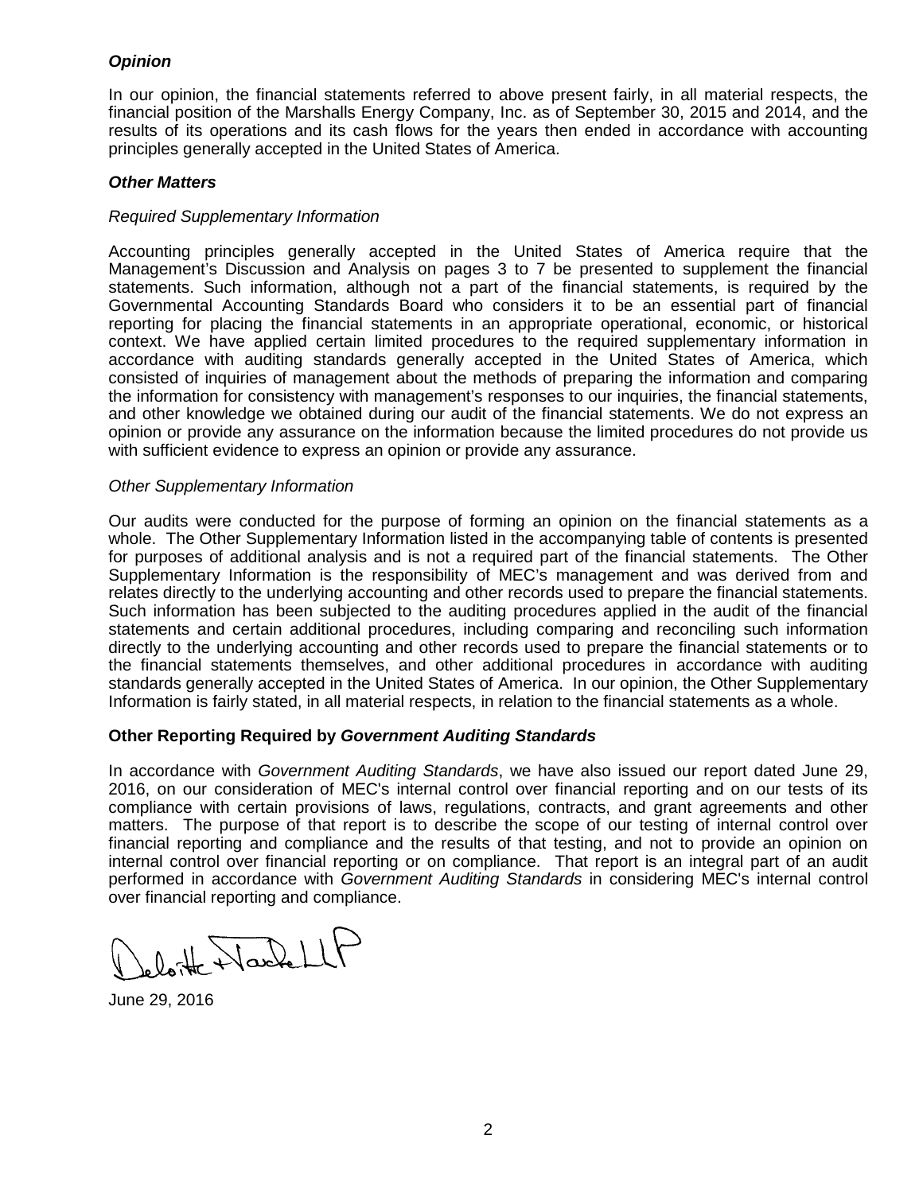### *Opinion*

In our opinion, the financial statements referred to above present fairly, in all material respects, the financial position of the Marshalls Energy Company, Inc. as of September 30, 2015 and 2014, and the results of its operations and its cash flows for the years then ended in accordance with accounting principles generally accepted in the United States of America.

### *Other Matters*

*Required Supplementary Information*

Accounting principles generally accepted in the United States of America require that the Management's Discussion and Analysis on pages 3 to 7 be presented to supplement the financial statements. Such information, although not a part of the financial statements, is required by the Governmental Accounting Standards Board who considers it to be an essential part of financial reporting for placing the financial statements in an appropriate operational, economic, or historical context. We have applied certain limited procedures to the required supplementary information in accordance with auditing standards generally accepted in the United States of America, which consisted of inquiries of management about the methods of preparing the information and comparing the information for consistency with management's responses to our inquiries, the financial statements, and other knowledge we obtained during our audit of the financial statements. We do not express an opinion or provide any assurance on the information because the limited procedures do not provide us with sufficient evidence to express an opinion or provide any assurance.

*Other Supplementary Information*

Our audits were conducted for the purpose of forming an opinion on the financial statements as a whole. The Other Supplementary Information listed in the accompanying table of contents is presented for purposes of additional analysis and is not a required part of the financial statements. The Other Supplementary Information is the responsibility of MEC's management and was derived from and relates directly to the underlying accounting and other records used to prepare the financial statements. Such information has been subjected to the auditing procedures applied in the audit of the financial statements and certain additional procedures, including comparing and reconciling such information directly to the underlying accounting and other records used to prepare the financial statements or to the financial statements themselves, and other additional procedures in accordance with auditing standards generally accepted in the United States of America. In our opinion, the Other Supplementary Information is fairly stated, in all material respects, in relation to the financial statements as a whole.

### Other Reporting Required by *Government Auditing Standards*

In accordance with *Government Auditing Standards*, we have also issued our report dated June 29, 2016, on our consideration of MEC's internal control over financial reporting and on our tests of its compliance with certain provisions of laws, regulations, contracts, and grant agreements and other matters. The purpose of that report is to describe the scope of our testing of internal control over financial reporting and compliance and the results of that testing, and not to provide an opinion on internal control over financial reporting or on compliance. That report is an integral part of an audit performed in accordance with *Government Auditing Standards* in considering MEC's internal control over financial reporting and compliance.

Deloitte + Touche LLP

June 29, 2016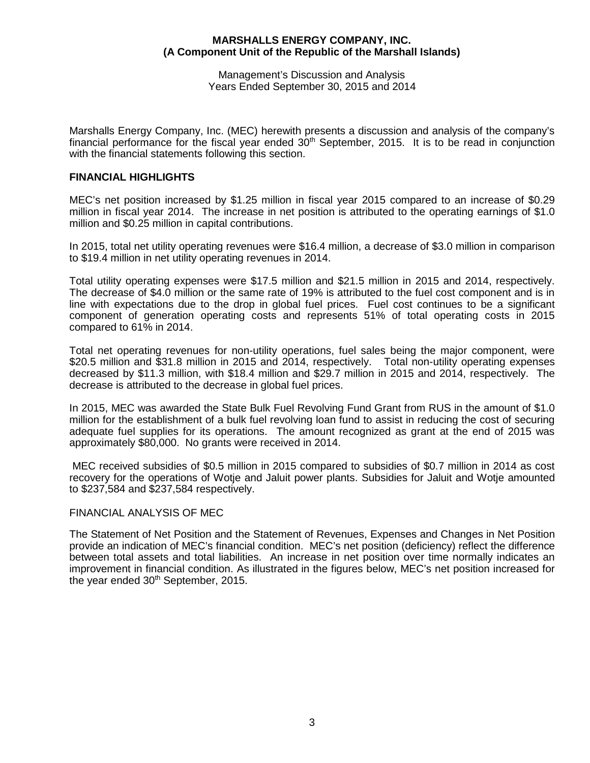**MARSHALLS ENERGY COMPANY, INC.**
**(A Component Unit of the Republic of the Marshall Islands)**

Management's Discussion and Analysis
Years Ended September 30, 2015 and 2014

Marshalls Energy Company, Inc. (MEC) herewith presents a discussion and analysis of the company's financial performance for the fiscal year ended 30th September, 2015. It is to be read in conjunction with the financial statements following this section.

## FINANCIAL HIGHLIGHTS

MEC's net position increased by \$1.25 million in fiscal year 2015 compared to an increase of \$0.29 million in fiscal year 2014. The increase in net position is attributed to the operating earnings of \$1.0 million and \$0.25 million in capital contributions.

In 2015, total net utility operating revenues were \$16.4 million, a decrease of \$3.0 million in comparison to \$19.4 million in net utility operating revenues in 2014.

Total utility operating expenses were \$17.5 million and \$21.5 million in 2015 and 2014, respectively. The decrease of \$4.0 million or the same rate of 19% is attributed to the fuel cost component and is in line with expectations due to the drop in global fuel prices. Fuel cost continues to be a significant component of generation operating costs and represents 51% of total operating costs in 2015 compared to 61% in 2014.

Total net operating revenues for non-utility operations, fuel sales being the major component, were \$20.5 million and \$31.8 million in 2015 and 2014, respectively. Total non-utility operating expenses decreased by \$11.3 million, with \$18.4 million and \$29.7 million in 2015 and 2014, respectively. The decrease is attributed to the decrease in global fuel prices.

In 2015, MEC was awarded the State Bulk Fuel Revolving Fund Grant from RUS in the amount of \$1.0 million for the establishment of a bulk fuel revolving loan fund to assist in reducing the cost of securing adequate fuel supplies for its operations. The amount recognized as grant at the end of 2015 was approximately \$80,000. No grants were received in 2014.

MEC received subsidies of \$0.5 million in 2015 compared to subsidies of \$0.7 million in 2014 as cost recovery for the operations of Wotje and Jaluit power plants. Subsidies for Jaluit and Wotje amounted to \$237,584 and \$237,584 respectively.

FINANCIAL ANALYSIS OF MEC

The Statement of Net Position and the Statement of Revenues, Expenses and Changes in Net Position provide an indication of MEC's financial condition. MEC's net position (deficiency) reflect the difference between total assets and total liabilities. An increase in net position over time normally indicates an improvement in financial condition. As illustrated in the figures below, MEC's net position increased for the year ended 30th September, 2015.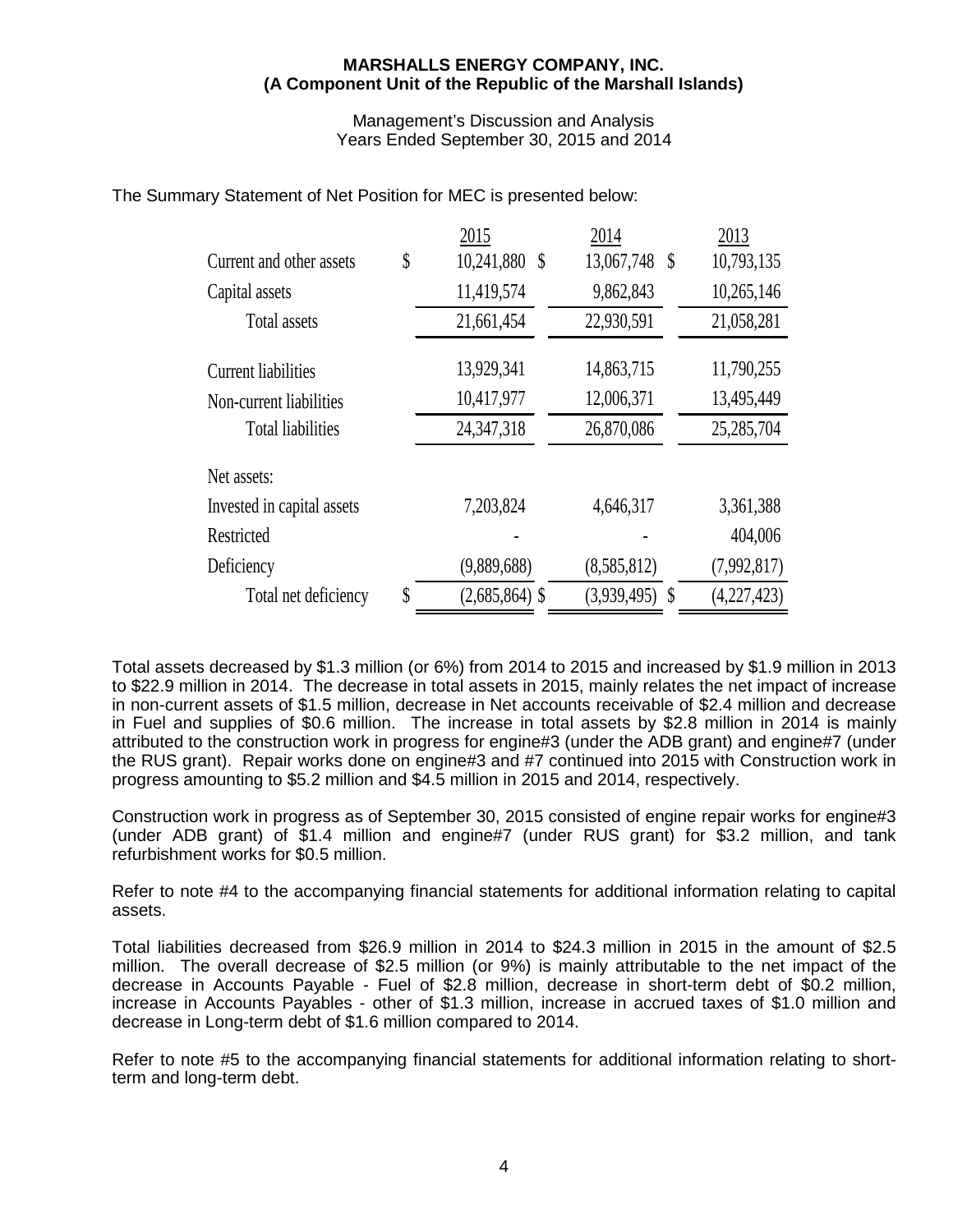**MARSHALLS ENERGY COMPANY, INC.**
**(A Component Unit of the Republic of the Marshall Islands)**

Management's Discussion and Analysis
Years Ended September 30, 2015 and 2014

The Summary Statement of Net Position for MEC is presented below:

| | 2015 | 2014 | 2013 |
|---|---|---|---|
| Current and other assets | $ 10,241,880 | $ 13,067,748 | $ 10,793,135 |
| Capital assets | 11,419,574 | 9,862,843 | 10,265,146 |
| Total assets | 21,661,454 | 22,930,591 | 21,058,281 |
| Current liabilities | 13,929,341 | 14,863,715 | 11,790,255 |
| Non-current liabilities | 10,417,977 | 12,006,371 | 13,495,449 |
| Total liabilities | 24,347,318 | 26,870,086 | 25,285,704 |
| Net assets: | | | |
| Invested in capital assets | 7,203,824 | 4,646,317 | 3,361,388 |
| Restricted | - | - | 404,006 |
| Deficiency | (9,889,688) | (8,585,812) | (7,992,817) |
| Total net deficiency | $ (2,685,864) | $ (3,939,495) | $ (4,227,423) |

Total assets decreased by \$1.3 million (or 6%) from 2014 to 2015 and increased by \$1.9 million in 2013 to \$22.9 million in 2014. The decrease in total assets in 2015, mainly relates the net impact of increase in non-current assets of \$1.5 million, decrease in Net accounts receivable of \$2.4 million and decrease in Fuel and supplies of \$0.6 million. The increase in total assets by \$2.8 million in 2014 is mainly attributed to the construction work in progress for engine#3 (under the ADB grant) and engine#7 (under the RUS grant). Repair works done on engine#3 and #7 continued into 2015 with Construction work in progress amounting to \$5.2 million and \$4.5 million in 2015 and 2014, respectively.

Construction work in progress as of September 30, 2015 consisted of engine repair works for engine#3 (under ADB grant) of \$1.4 million and engine#7 (under RUS grant) for \$3.2 million, and tank refurbishment works for \$0.5 million.

Refer to note #4 to the accompanying financial statements for additional information relating to capital assets.

Total liabilities decreased from \$26.9 million in 2014 to \$24.3 million in 2015 in the amount of \$2.5 million. The overall decrease of \$2.5 million (or 9%) is mainly attributable to the net impact of the decrease in Accounts Payable - Fuel of \$2.8 million, decrease in short-term debt of \$0.2 million, increase in Accounts Payables - other of \$1.3 million, increase in accrued taxes of \$1.0 million and decrease in Long-term debt of \$1.6 million compared to 2014.

Refer to note #5 to the accompanying financial statements for additional information relating to short-term and long-term debt.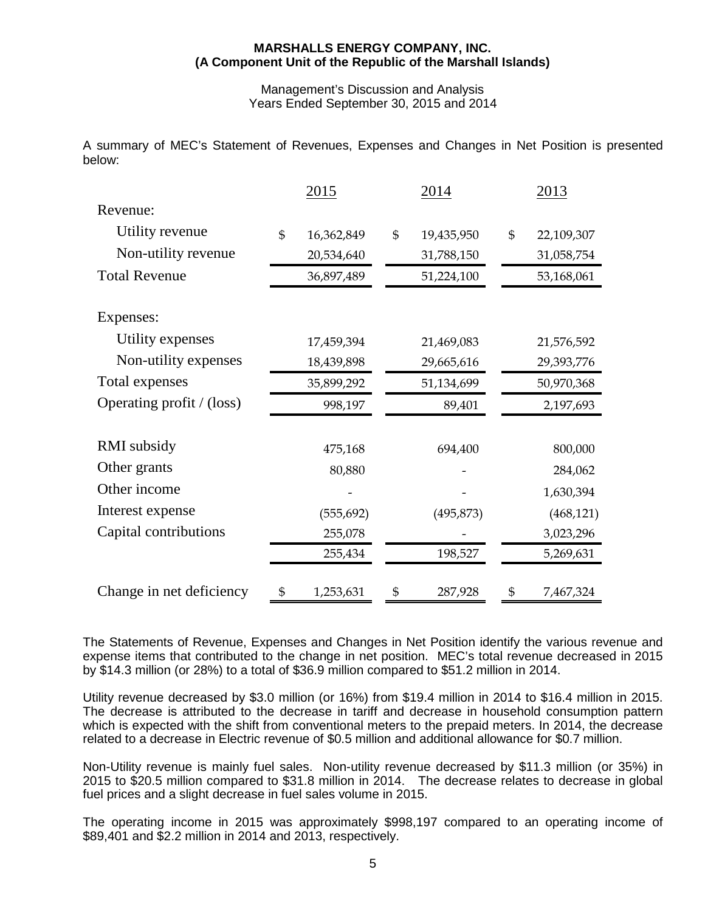**MARSHALLS ENERGY COMPANY, INC.**
**(A Component Unit of the Republic of the Marshall Islands)**

Management's Discussion and Analysis
Years Ended September 30, 2015 and 2014

A summary of MEC's Statement of Revenues, Expenses and Changes in Net Position is presented below:

| | 2015 | 2014 | 2013 |
|---|---|---|---|
| Revenue: | | | |
| Utility revenue | $ 16,362,849 | $ 19,435,950 | $ 22,109,307 |
| Non-utility revenue | 20,534,640 | 31,788,150 | 31,058,754 |
| Total Revenue | 36,897,489 | 51,224,100 | 53,168,061 |
| Expenses: | | | |
| Utility expenses | 17,459,394 | 21,469,083 | 21,576,592 |
| Non-utility expenses | 18,439,898 | 29,665,616 | 29,393,776 |
| Total expenses | 35,899,292 | 51,134,699 | 50,970,368 |
| Operating profit / (loss) | 998,197 | 89,401 | 2,197,693 |
| RMI subsidy | 475,168 | 694,400 | 800,000 |
| Other grants | 80,880 | - | 284,062 |
| Other income | - | - | 1,630,394 |
| Interest expense | (555,692) | (495,873) | (468,121) |
| Capital contributions | 255,078 | - | 3,023,296 |
| | 255,434 | 198,527 | 5,269,631 |
| Change in net deficiency | $ 1,253,631 | $ 287,928 | $ 7,467,324 |

The Statements of Revenue, Expenses and Changes in Net Position identify the various revenue and expense items that contributed to the change in net position. MEC's total revenue decreased in 2015 by $14.3 million (or 28%) to a total of $36.9 million compared to $51.2 million in 2014.

Utility revenue decreased by $3.0 million (or 16%) from $19.4 million in 2014 to $16.4 million in 2015. The decrease is attributed to the decrease in tariff and decrease in household consumption pattern which is expected with the shift from conventional meters to the prepaid meters. In 2014, the decrease related to a decrease in Electric revenue of $0.5 million and additional allowance for $0.7 million.

Non-Utility revenue is mainly fuel sales. Non-utility revenue decreased by $11.3 million (or 35%) in 2015 to $20.5 million compared to $31.8 million in 2014. The decrease relates to decrease in global fuel prices and a slight decrease in fuel sales volume in 2015.

The operating income in 2015 was approximately $998,197 compared to an operating income of $89,401 and $2.2 million in 2014 and 2013, respectively.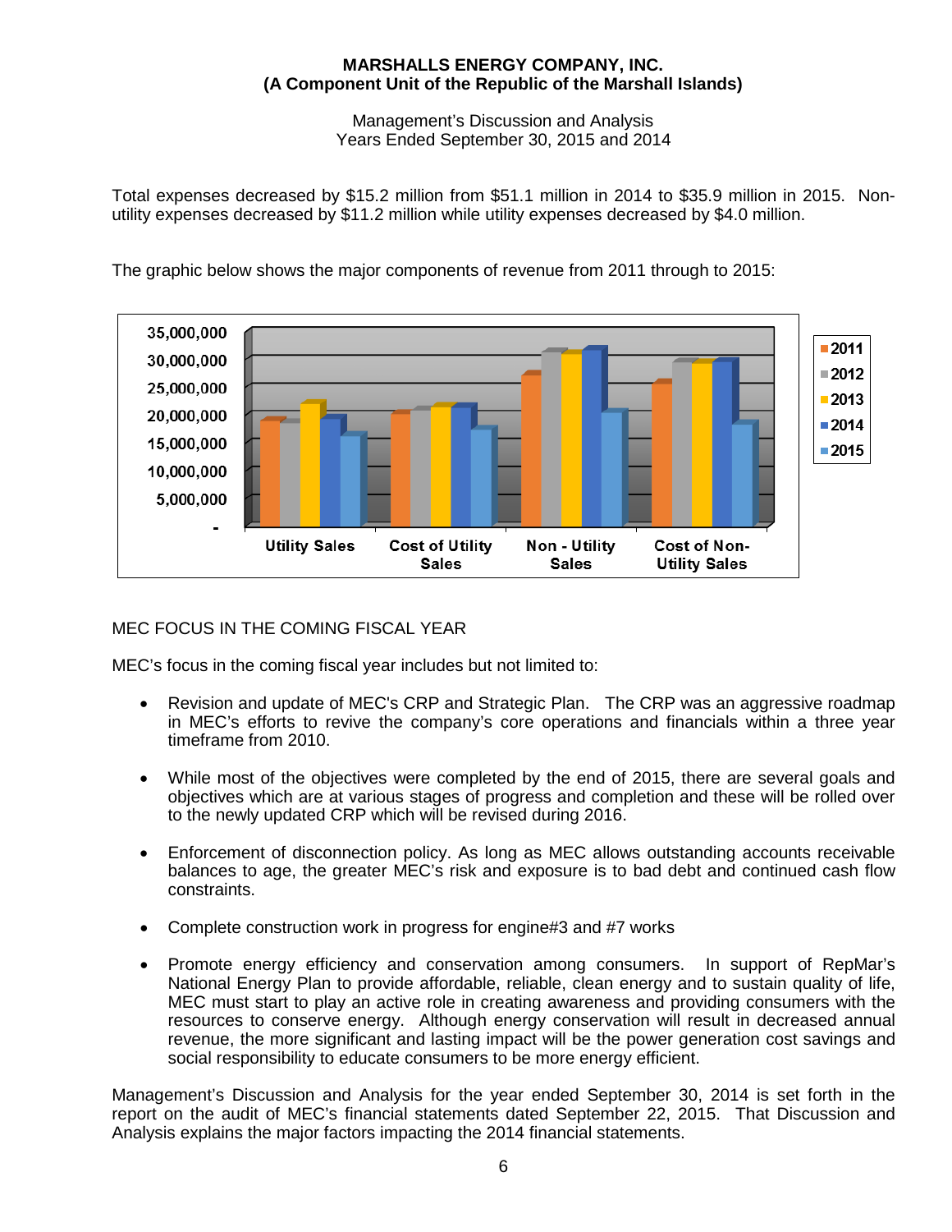Total expenses decreased by $15.2 million from $51.1 million in 2014 to $35.9 million in 2015. Non-utility expenses decreased by $11.2 million while utility expenses decreased by $4.0 million.

The graphic below shows the major components of revenue from 2011 through to 2015:

## MEC FOCUS IN THE COMING FISCAL YEAR

MEC's focus in the coming fiscal year includes but not limited to:

- Revision and update of MEC's CRP and Strategic Plan. The CRP was an aggressive roadmap in MEC's efforts to revive the company's core operations and financials within a three year timeframe from 2010.

- While most of the objectives were completed by the end of 2015, there are several goals and objectives which are at various stages of progress and completion and these will be rolled over to the newly updated CRP which will be revised during 2016.

- Enforcement of disconnection policy. As long as MEC allows outstanding accounts receivable balances to age, the greater MEC's risk and exposure is to bad debt and continued cash flow constraints.

- Complete construction work in progress for engine#3 and #7 works

- Promote energy efficiency and conservation among consumers. In support of RepMar's National Energy Plan to provide affordable, reliable, clean energy and to sustain quality of life, MEC must start to play an active role in creating awareness and providing consumers with the resources to conserve energy. Although energy conservation will result in decreased annual revenue, the more significant and lasting impact will be the power generation cost savings and social responsibility to educate consumers to be more energy efficient.

Management's Discussion and Analysis for the year ended September 30, 2014 is set forth in the report on the audit of MEC's financial statements dated September 22, 2015. That Discussion and Analysis explains the major factors impacting the 2014 financial statements.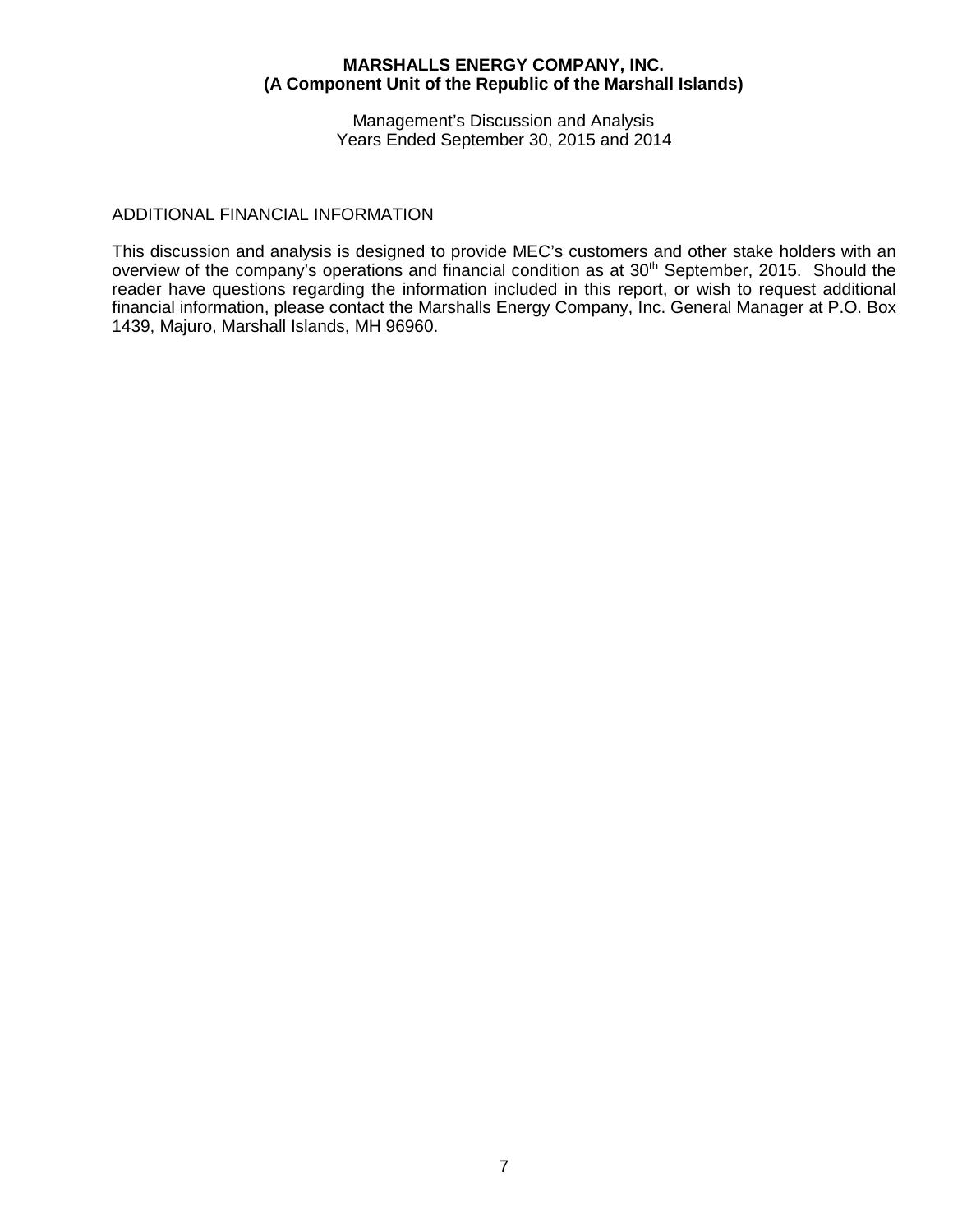## ADDITIONAL FINANCIAL INFORMATION

This discussion and analysis is designed to provide MEC's customers and other stake holders with an overview of the company's operations and financial condition as at 30th September, 2015. Should the reader have questions regarding the information included in this report, or wish to request additional financial information, please contact the Marshalls Energy Company, Inc. General Manager at P.O. Box 1439, Majuro, Marshall Islands, MH 96960.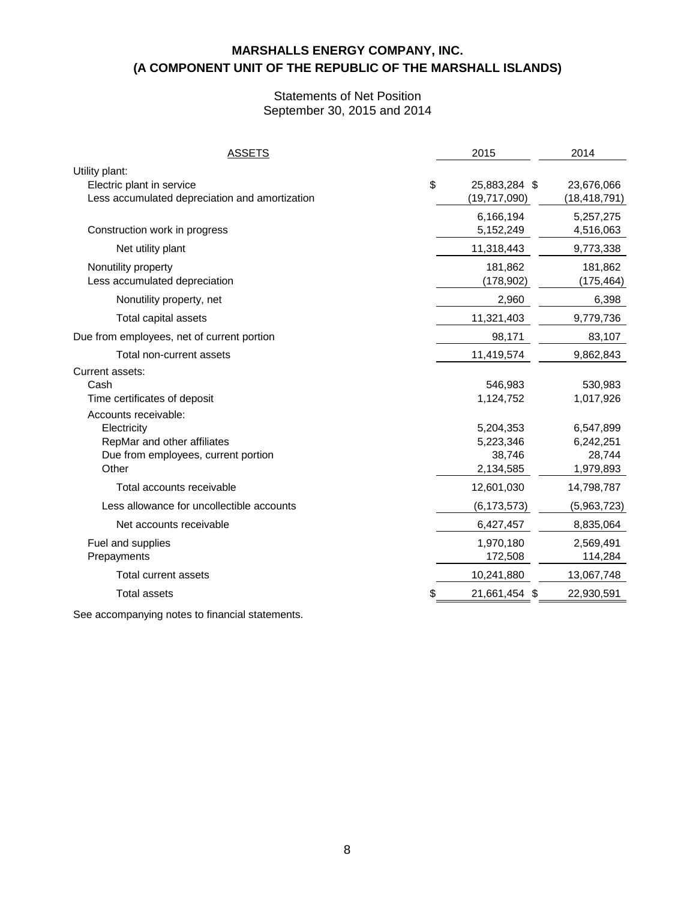# MARSHALLS ENERGY COMPANY, INC.
# (A COMPONENT UNIT OF THE REPUBLIC OF THE MARSHALL ISLANDS)

## Statements of Net Position
## September 30, 2015 and 2014

| ASSETS | 2015 | 2014 |
|---|---|---|
| Utility plant: | | |
| Electric plant in service | $ 25,883,284 | $ 23,676,066 |
| Less accumulated depreciation and amortization | (19,717,090) | (18,418,791) |
| | 6,166,194 | 5,257,275 |
| Construction work in progress | 5,152,249 | 4,516,063 |
| Net utility plant | 11,318,443 | 9,773,338 |
| Nonutility property | 181,862 | 181,862 |
| Less accumulated depreciation | (178,902) | (175,464) |
| Nonutility property, net | 2,960 | 6,398 |
| Total capital assets | 11,321,403 | 9,779,736 |
| Due from employees, net of current portion | 98,171 | 83,107 |
| Total non-current assets | 11,419,574 | 9,862,843 |
| Current assets: | | |
| Cash | 546,983 | 530,983 |
| Time certificates of deposit | 1,124,752 | 1,017,926 |
| Accounts receivable: | | |
| Electricity | 5,204,353 | 6,547,899 |
| RepMar and other affiliates | 5,223,346 | 6,242,251 |
| Due from employees, current portion | 38,746 | 28,744 |
| Other | 2,134,585 | 1,979,893 |
| Total accounts receivable | 12,601,030 | 14,798,787 |
| Less allowance for uncollectible accounts | (6,173,573) | (5,963,723) |
| Net accounts receivable | 6,427,457 | 8,835,064 |
| Fuel and supplies | 1,970,180 | 2,569,491 |
| Prepayments | 172,508 | 114,284 |
| Total current assets | 10,241,880 | 13,067,748 |
| Total assets | $ 21,661,454 | $ 22,930,591 |

See accompanying notes to financial statements.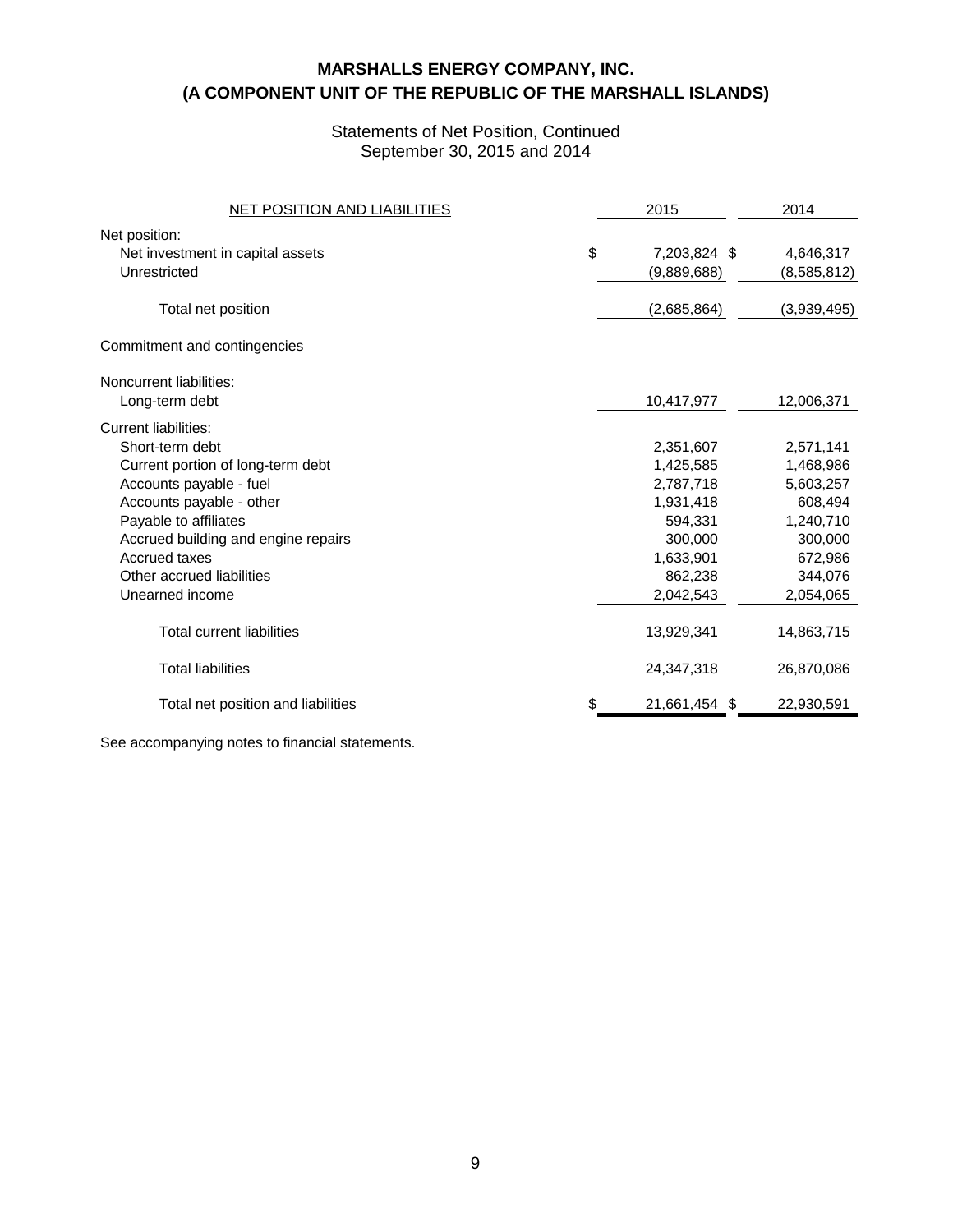# MARSHALLS ENERGY COMPANY, INC.
# (A COMPONENT UNIT OF THE REPUBLIC OF THE MARSHALL ISLANDS)

Statements of Net Position, Continued
September 30, 2015 and 2014

| NET POSITION AND LIABILITIES | 2015 | 2014 |
|---|---|---|
| Net position: | | |
| Net investment in capital assets | $ 7,203,824 | $ 4,646,317 |
| Unrestricted | (9,889,688) | (8,585,812) |
| Total net position | (2,685,864) | (3,939,495) |
| Commitment and contingencies | | |
| Noncurrent liabilities: | | |
| Long-term debt | 10,417,977 | 12,006,371 |
| Current liabilities: | | |
| Short-term debt | 2,351,607 | 2,571,141 |
| Current portion of long-term debt | 1,425,585 | 1,468,986 |
| Accounts payable - fuel | 2,787,718 | 5,603,257 |
| Accounts payable - other | 1,931,418 | 608,494 |
| Payable to affiliates | 594,331 | 1,240,710 |
| Accrued building and engine repairs | 300,000 | 300,000 |
| Accrued taxes | 1,633,901 | 672,986 |
| Other accrued liabilities | 862,238 | 344,076 |
| Unearned income | 2,042,543 | 2,054,065 |
| Total current liabilities | 13,929,341 | 14,863,715 |
| Total liabilities | 24,347,318 | 26,870,086 |
| Total net position and liabilities | $ 21,661,454 | $ 22,930,591 |

See accompanying notes to financial statements.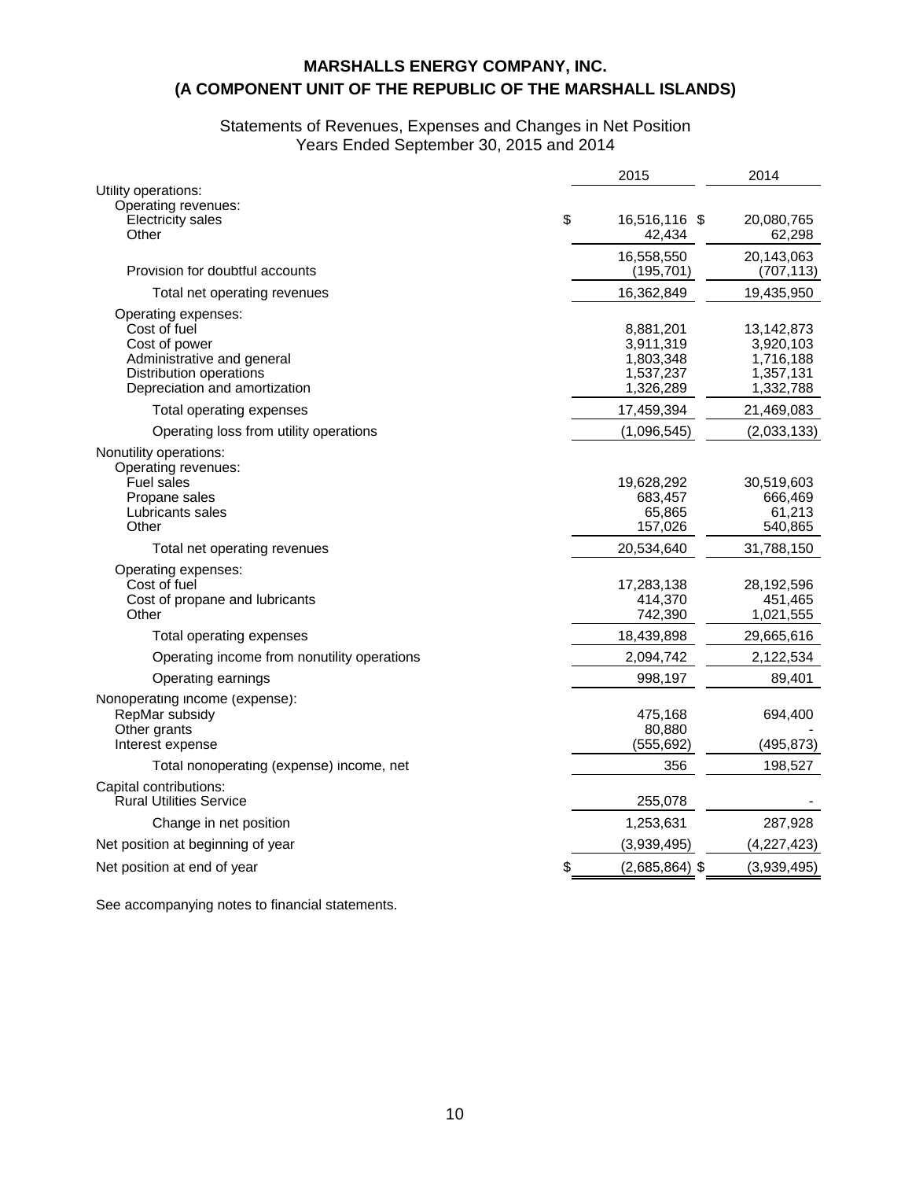# MARSHALLS ENERGY COMPANY, INC.
# (A COMPONENT UNIT OF THE REPUBLIC OF THE MARSHALL ISLANDS)

Statements of Revenues, Expenses and Changes in Net Position
Years Ended September 30, 2015 and 2014

| | 2015 | 2014 |
|---|---|---|
| Utility operations: | | |
| Operating revenues: | | |
| Electricity sales | $ 16,516,116 | $ 20,080,765 |
| Other | 42,434 | 62,298 |
| | 16,558,550 | 20,143,063 |
| Provision for doubtful accounts | (195,701) | (707,113) |
| Total net operating revenues | 16,362,849 | 19,435,950 |
| Operating expenses: | | |
| Cost of fuel | 8,881,201 | 13,142,873 |
| Cost of power | 3,911,319 | 3,920,103 |
| Administrative and general | 1,803,348 | 1,716,188 |
| Distribution operations | 1,537,237 | 1,357,131 |
| Depreciation and amortization | 1,326,289 | 1,332,788 |
| Total operating expenses | 17,459,394 | 21,469,083 |
| Operating loss from utility operations | (1,096,545) | (2,033,133) |
| Nonutility operations: | | |
| Operating revenues: | | |
| Fuel sales | 19,628,292 | 30,519,603 |
| Propane sales | 683,457 | 666,469 |
| Lubricants sales | 65,865 | 61,213 |
| Other | 157,026 | 540,865 |
| Total net operating revenues | 20,534,640 | 31,788,150 |
| Operating expenses: | | |
| Cost of fuel | 17,283,138 | 28,192,596 |
| Cost of propane and lubricants | 414,370 | 451,465 |
| Other | 742,390 | 1,021,555 |
| Total operating expenses | 18,439,898 | 29,665,616 |
| Operating income from nonutility operations | 2,094,742 | 2,122,534 |
| Operating earnings | 998,197 | 89,401 |
| Nonoperating income (expense): | | |
| RepMar subsidy | 475,168 | 694,400 |
| Other grants | 80,880 | - |
| Interest expense | (555,692) | (495,873) |
| Total nonoperating (expense) income, net | 356 | 198,527 |
| Capital contributions: | | |
| Rural Utilities Service | 255,078 | - |
| Change in net position | 1,253,631 | 287,928 |
| Net position at beginning of year | (3,939,495) | (4,227,423) |
| Net position at end of year | $ (2,685,864) | $ (3,939,495) |

See accompanying notes to financial statements.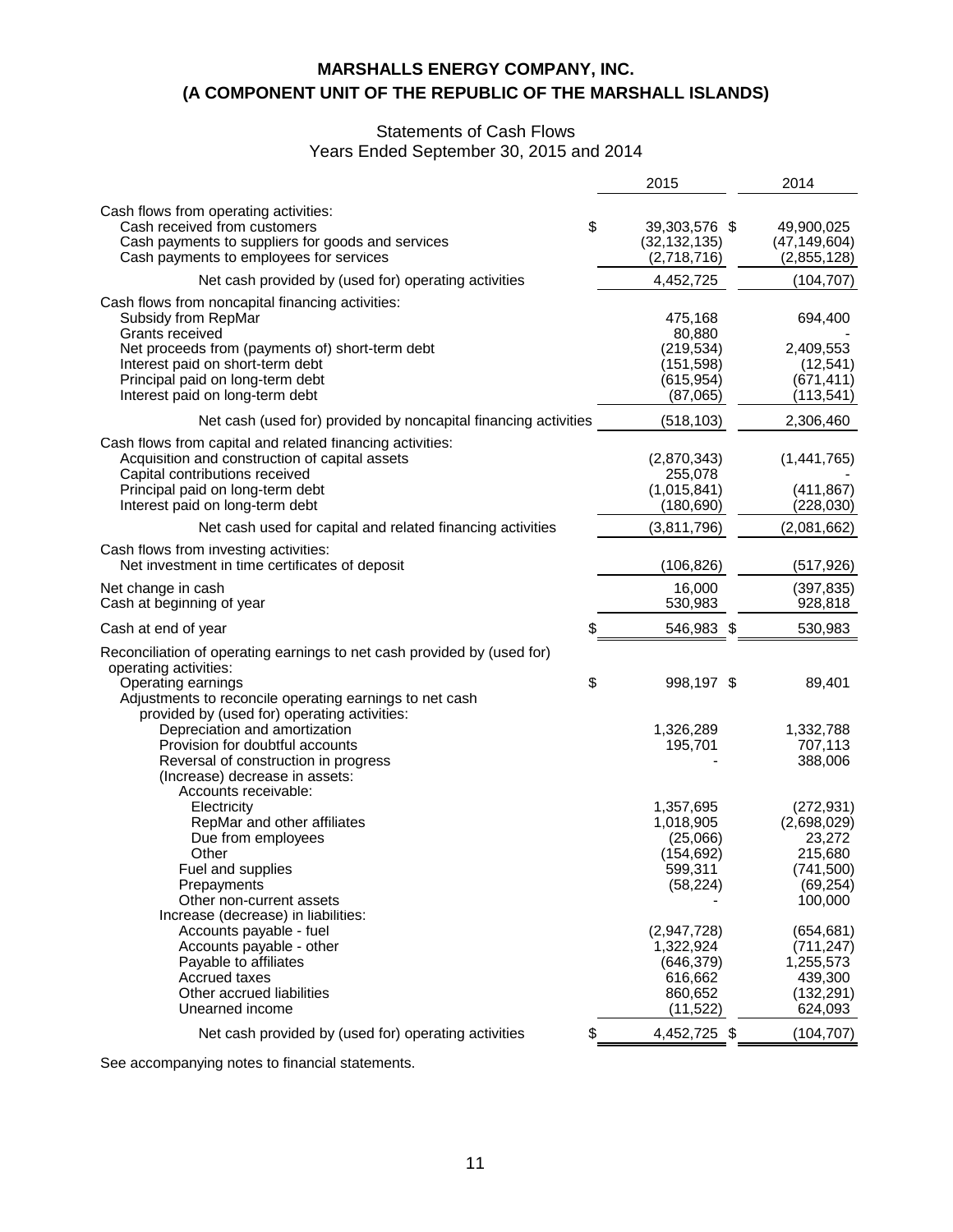# MARSHALLS ENERGY COMPANY, INC.
# (A COMPONENT UNIT OF THE REPUBLIC OF THE MARSHALL ISLANDS)

## Statements of Cash Flows
## Years Ended September 30, 2015 and 2014

| | 2015 | 2014 |
|---|---|---|
| Cash flows from operating activities: | | |
| Cash received from customers | $ 39,303,576 | $ 49,900,025 |
| Cash payments to suppliers for goods and services | (32,132,135) | (47,149,604) |
| Cash payments to employees for services | (2,718,716) | (2,855,128) |
| Net cash provided by (used for) operating activities | 4,452,725 | (104,707) |
| Cash flows from noncapital financing activities: | | |
| Subsidy from RepMar | 475,168 | 694,400 |
| Grants received | 80,880 | - |
| Net proceeds from (payments of) short-term debt | (219,534) | 2,409,553 |
| Interest paid on short-term debt | (151,598) | (12,541) |
| Principal paid on long-term debt | (615,954) | (671,411) |
| Interest paid on long-term debt | (87,065) | (113,541) |
| Net cash (used for) provided by noncapital financing activities | (518,103) | 2,306,460 |
| Cash flows from capital and related financing activities: | | |
| Acquisition and construction of capital assets | (2,870,343) | (1,441,765) |
| Capital contributions received | 255,078 | - |
| Principal paid on long-term debt | (1,015,841) | (411,867) |
| Interest paid on long-term debt | (180,690) | (228,030) |
| Net cash used for capital and related financing activities | (3,811,796) | (2,081,662) |
| Cash flows from investing activities: | | |
| Net investment in time certificates of deposit | (106,826) | (517,926) |
| Net change in cash | 16,000 | (397,835) |
| Cash at beginning of year | 530,983 | 928,818 |
| Cash at end of year | $ 546,983 | $ 530,983 |
| Reconciliation of operating earnings to net cash provided by (used for) operating activities: | | |
| Operating earnings | $ 998,197 | $ 89,401 |
| Adjustments to reconcile operating earnings to net cash provided by (used for) operating activities: | | |
| Depreciation and amortization | 1,326,289 | 1,332,788 |
| Provision for doubtful accounts | 195,701 | 707,113 |
| Reversal of construction in progress | - | 388,006 |
| (Increase) decrease in assets: | | |
| Accounts receivable: | | |
| Electricity | 1,357,695 | (272,931) |
| RepMar and other affiliates | 1,018,905 | (2,698,029) |
| Due from employees | (25,066) | 23,272 |
| Other | (154,692) | 215,680 |
| Fuel and supplies | 599,311 | (741,500) |
| Prepayments | (58,224) | (69,254) |
| Other non-current assets | - | 100,000 |
| Increase (decrease) in liabilities: | | |
| Accounts payable - fuel | (2,947,728) | (654,681) |
| Accounts payable - other | 1,322,924 | (711,247) |
| Payable to affiliates | (646,379) | 1,255,573 |
| Accrued taxes | 616,662 | 439,300 |
| Other accrued liabilities | 860,652 | (132,291) |
| Unearned income | (11,522) | 624,093 |
| Net cash provided by (used for) operating activities | $ 4,452,725 | $ (104,707) |

See accompanying notes to financial statements.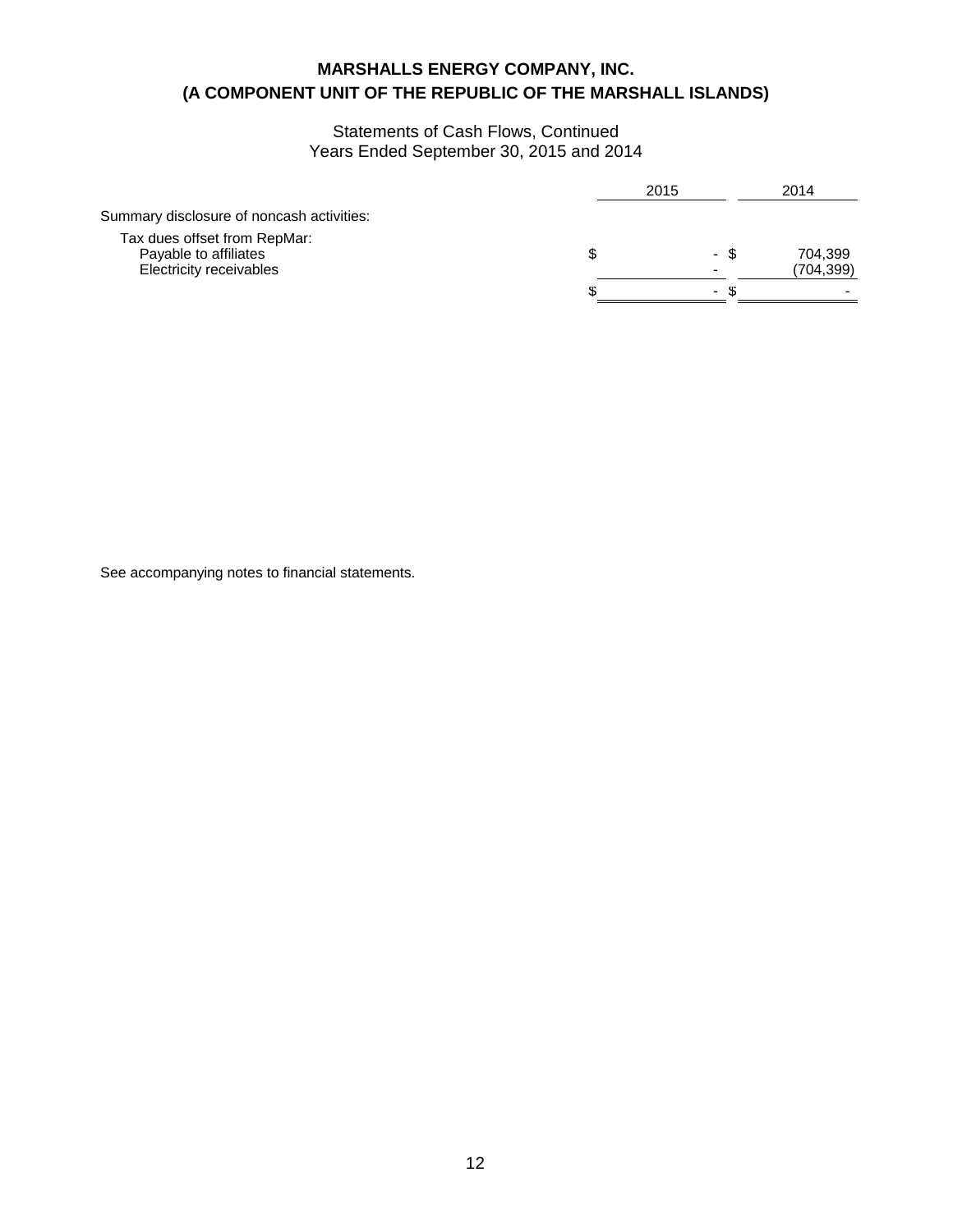# MARSHALLS ENERGY COMPANY, INC.
# (A COMPONENT UNIT OF THE REPUBLIC OF THE MARSHALL ISLANDS)

Statements of Cash Flows, Continued
Years Ended September 30, 2015 and 2014

| | 2015 | 2014 |
|---|---|---|
| Summary disclosure of noncash activities: | | |
| Tax dues offset from RepMar: | | |
| Payable to affiliates | $ - | $ 704,399 |
| Electricity receivables | - | (704,399) |
| | $ - | $ - |

See accompanying notes to financial statements.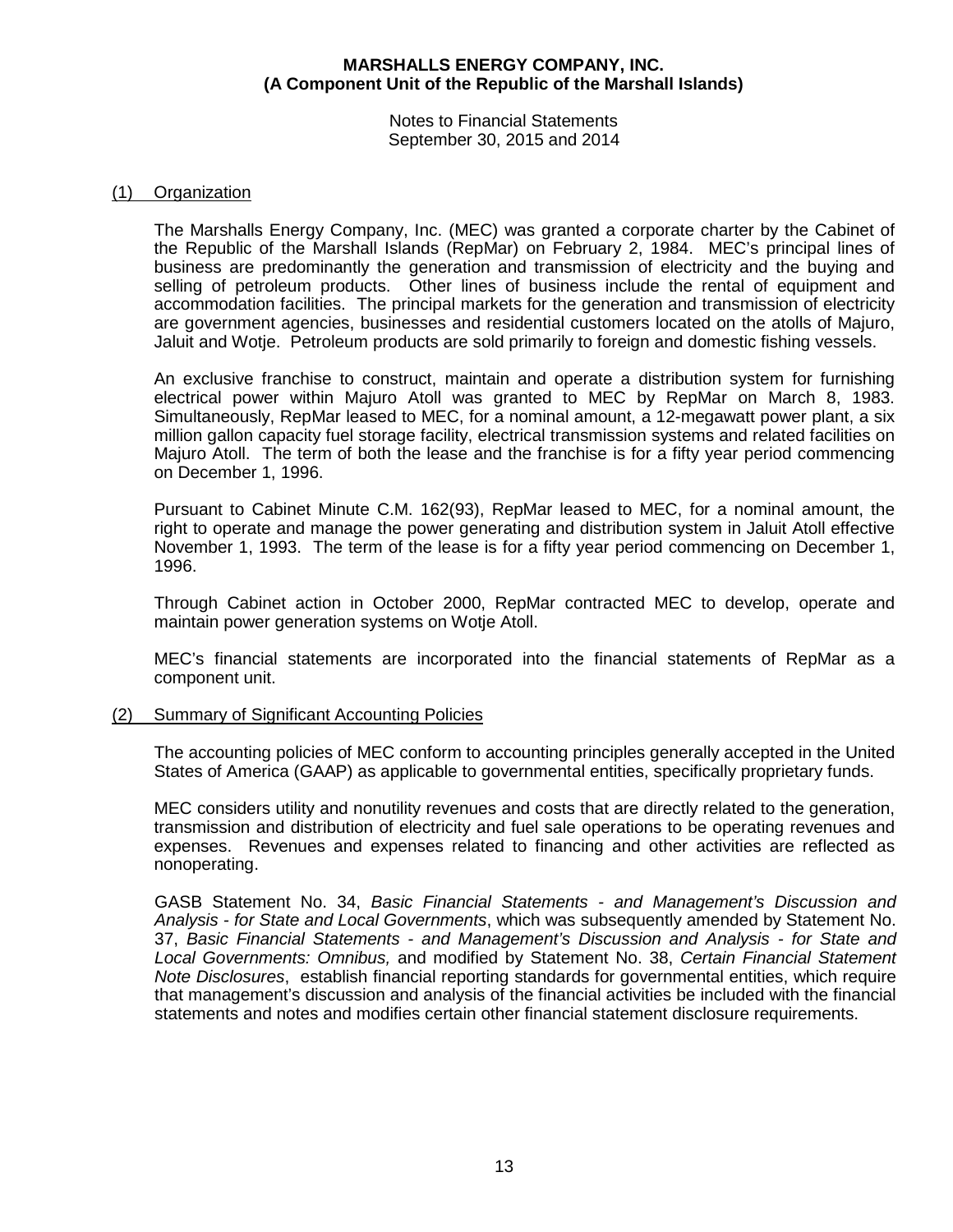# MARSHALLS ENERGY COMPANY, INC.
## (A Component Unit of the Republic of the Marshall Islands)

Notes to Financial Statements
September 30, 2015 and 2014

### (1) Organization

The Marshalls Energy Company, Inc. (MEC) was granted a corporate charter by the Cabinet of the Republic of the Marshall Islands (RepMar) on February 2, 1984. MEC's principal lines of business are predominantly the generation and transmission of electricity and the buying and selling of petroleum products. Other lines of business include the rental of equipment and accommodation facilities. The principal markets for the generation and transmission of electricity are government agencies, businesses and residential customers located on the atolls of Majuro, Jaluit and Wotje. Petroleum products are sold primarily to foreign and domestic fishing vessels.

An exclusive franchise to construct, maintain and operate a distribution system for furnishing electrical power within Majuro Atoll was granted to MEC by RepMar on March 8, 1983. Simultaneously, RepMar leased to MEC, for a nominal amount, a 12-megawatt power plant, a six million gallon capacity fuel storage facility, electrical transmission systems and related facilities on Majuro Atoll. The term of both the lease and the franchise is for a fifty year period commencing on December 1, 1996.

Pursuant to Cabinet Minute C.M. 162(93), RepMar leased to MEC, for a nominal amount, the right to operate and manage the power generating and distribution system in Jaluit Atoll effective November 1, 1993. The term of the lease is for a fifty year period commencing on December 1, 1996.

Through Cabinet action in October 2000, RepMar contracted MEC to develop, operate and maintain power generation systems on Wotje Atoll.

MEC's financial statements are incorporated into the financial statements of RepMar as a component unit.

### (2) Summary of Significant Accounting Policies

The accounting policies of MEC conform to accounting principles generally accepted in the United States of America (GAAP) as applicable to governmental entities, specifically proprietary funds.

MEC considers utility and nonutility revenues and costs that are directly related to the generation, transmission and distribution of electricity and fuel sale operations to be operating revenues and expenses. Revenues and expenses related to financing and other activities are reflected as nonoperating.

GASB Statement No. 34, *Basic Financial Statements - and Management's Discussion and Analysis - for State and Local Governments*, which was subsequently amended by Statement No. 37, *Basic Financial Statements - and Management's Discussion and Analysis - for State and Local Governments: Omnibus,* and modified by Statement No. 38, *Certain Financial Statement Note Disclosures*, establish financial reporting standards for governmental entities, which require that management's discussion and analysis of the financial activities be included with the financial statements and notes and modifies certain other financial statement disclosure requirements.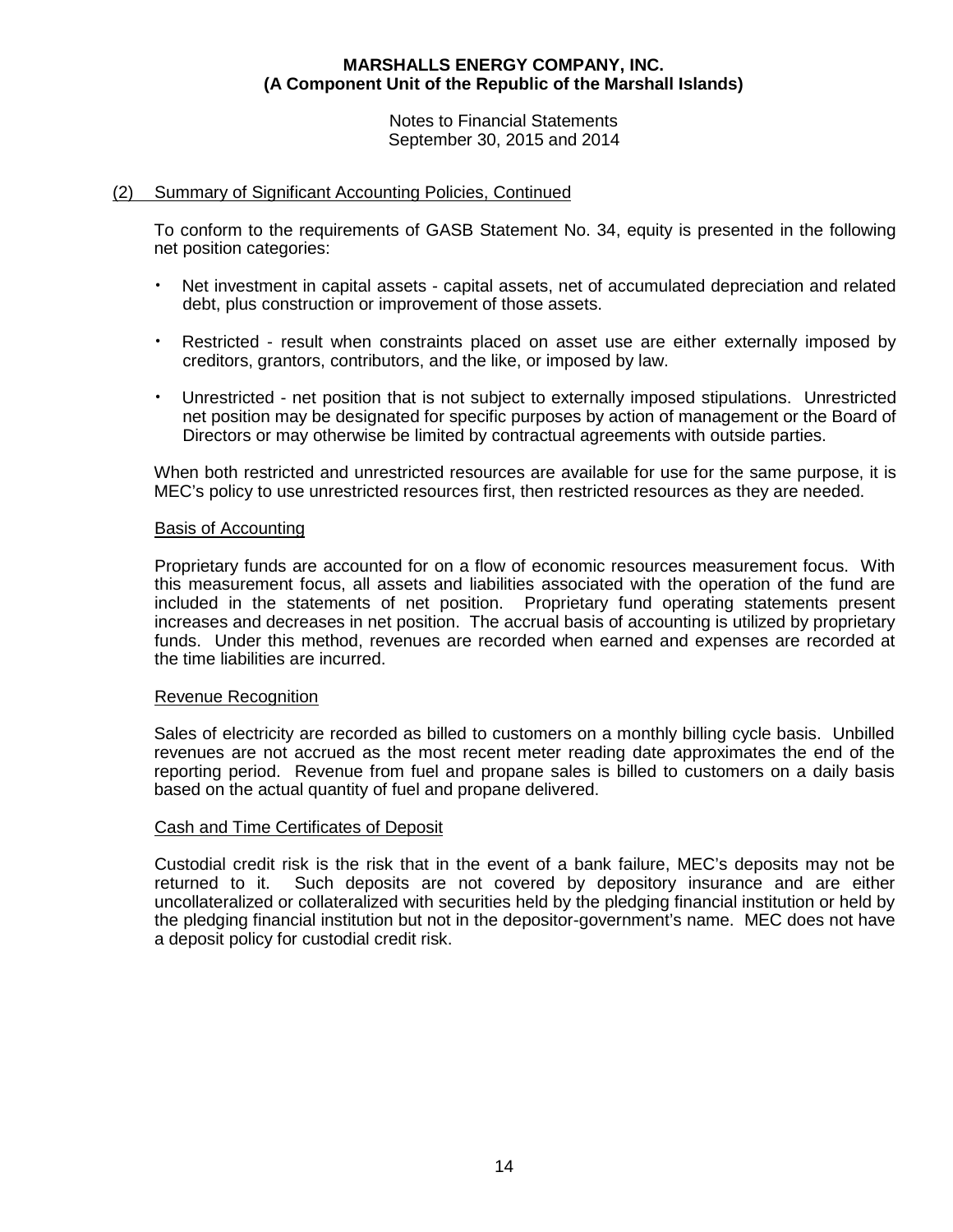## (2) Summary of Significant Accounting Policies, Continued

To conform to the requirements of GASB Statement No. 34, equity is presented in the following net position categories:

- Net investment in capital assets - capital assets, net of accumulated depreciation and related debt, plus construction or improvement of those assets.
- Restricted - result when constraints placed on asset use are either externally imposed by creditors, grantors, contributors, and the like, or imposed by law.
- Unrestricted - net position that is not subject to externally imposed stipulations. Unrestricted net position may be designated for specific purposes by action of management or the Board of Directors or may otherwise be limited by contractual agreements with outside parties.

When both restricted and unrestricted resources are available for use for the same purpose, it is MEC's policy to use unrestricted resources first, then restricted resources as they are needed.

### Basis of Accounting

Proprietary funds are accounted for on a flow of economic resources measurement focus. With this measurement focus, all assets and liabilities associated with the operation of the fund are included in the statements of net position. Proprietary fund operating statements present increases and decreases in net position. The accrual basis of accounting is utilized by proprietary funds. Under this method, revenues are recorded when earned and expenses are recorded at the time liabilities are incurred.

### Revenue Recognition

Sales of electricity are recorded as billed to customers on a monthly billing cycle basis. Unbilled revenues are not accrued as the most recent meter reading date approximates the end of the reporting period. Revenue from fuel and propane sales is billed to customers on a daily basis based on the actual quantity of fuel and propane delivered.

### Cash and Time Certificates of Deposit

Custodial credit risk is the risk that in the event of a bank failure, MEC's deposits may not be returned to it. Such deposits are not covered by depository insurance and are either uncollateralized or collateralized with securities held by the pledging financial institution or held by the pledging financial institution but not in the depositor-government's name. MEC does not have a deposit policy for custodial credit risk.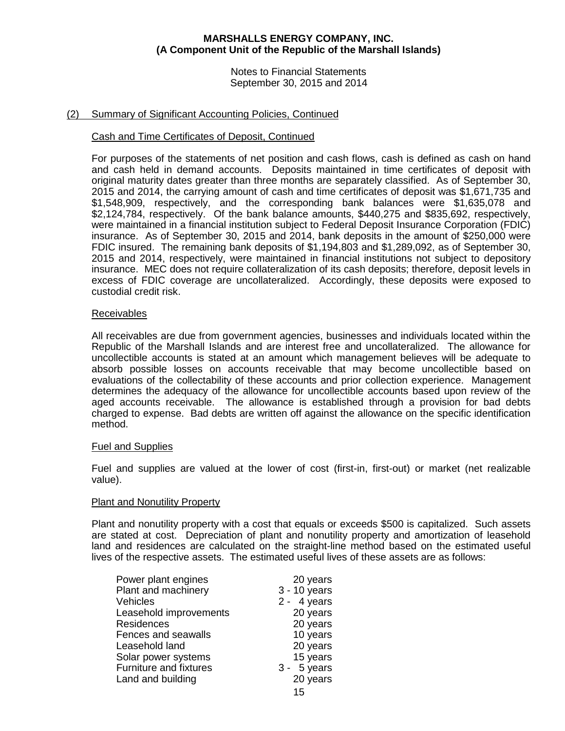**MARSHALLS ENERGY COMPANY, INC.**
**(A Component Unit of the Republic of the Marshall Islands)**

Notes to Financial Statements
September 30, 2015 and 2014

(2) Summary of Significant Accounting Policies, Continued

Cash and Time Certificates of Deposit, Continued

For purposes of the statements of net position and cash flows, cash is defined as cash on hand and cash held in demand accounts. Deposits maintained in time certificates of deposit with original maturity dates greater than three months are separately classified. As of September 30, 2015 and 2014, the carrying amount of cash and time certificates of deposit was $1,671,735 and $1,548,909, respectively, and the corresponding bank balances were $1,635,078 and $2,124,784, respectively. Of the bank balance amounts, $440,275 and $835,692, respectively, were maintained in a financial institution subject to Federal Deposit Insurance Corporation (FDIC) insurance. As of September 30, 2015 and 2014, bank deposits in the amount of $250,000 were FDIC insured. The remaining bank deposits of $1,194,803 and $1,289,092, as of September 30, 2015 and 2014, respectively, were maintained in financial institutions not subject to depository insurance. MEC does not require collateralization of its cash deposits; therefore, deposit levels in excess of FDIC coverage are uncollateralized. Accordingly, these deposits were exposed to custodial credit risk.

Receivables

All receivables are due from government agencies, businesses and individuals located within the Republic of the Marshall Islands and are interest free and uncollateralized. The allowance for uncollectible accounts is stated at an amount which management believes will be adequate to absorb possible losses on accounts receivable that may become uncollectible based on evaluations of the collectability of these accounts and prior collection experience. Management determines the adequacy of the allowance for uncollectible accounts based upon review of the aged accounts receivable. The allowance is established through a provision for bad debts charged to expense. Bad debts are written off against the allowance on the specific identification method.

Fuel and Supplies

Fuel and supplies are valued at the lower of cost (first-in, first-out) or market (net realizable value).

Plant and Nonutility Property

Plant and nonutility property with a cost that equals or exceeds $500 is capitalized. Such assets are stated at cost. Depreciation of plant and nonutility property and amortization of leasehold land and residences are calculated on the straight-line method based on the estimated useful lives of the respective assets. The estimated useful lives of these assets are as follows:

| | |
|---|---|
| Power plant engines | 20 years |
| Plant and machinery | 3 - 10 years |
| Vehicles | 2 - 4 years |
| Leasehold improvements | 20 years |
| Residences | 20 years |
| Fences and seawalls | 10 years |
| Leasehold land | 20 years |
| Solar power systems | 15 years |
| Furniture and fixtures | 3 - 5 years |
| Land and building | 20 years |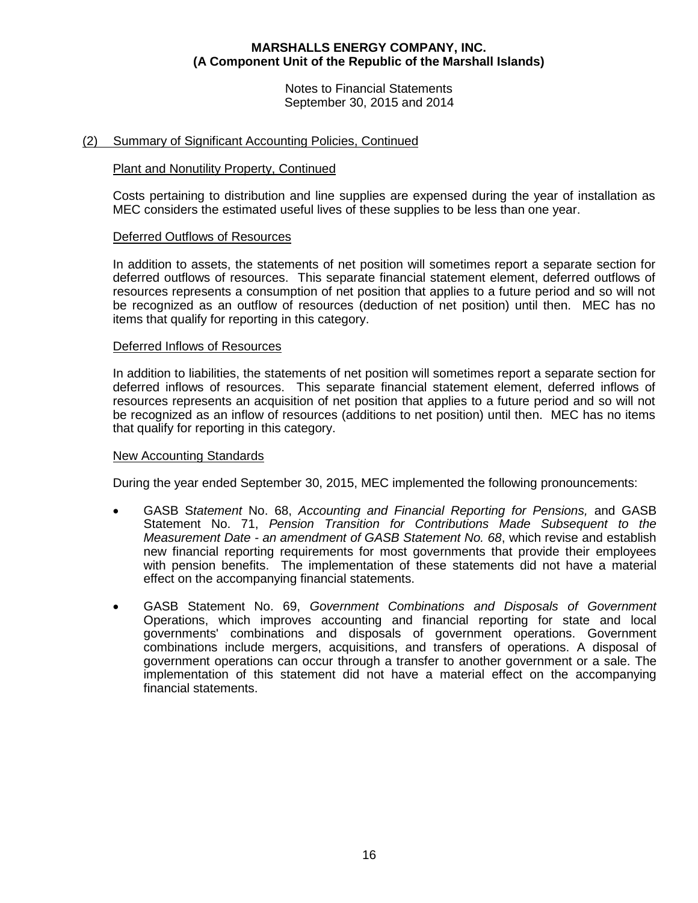**MARSHALLS ENERGY COMPANY, INC.**
**(A Component Unit of the Republic of the Marshall Islands)**

Notes to Financial Statements
September 30, 2015 and 2014

## (2) Summary of Significant Accounting Policies, Continued

### Plant and Nonutility Property, Continued

Costs pertaining to distribution and line supplies are expensed during the year of installation as MEC considers the estimated useful lives of these supplies to be less than one year.

### Deferred Outflows of Resources

In addition to assets, the statements of net position will sometimes report a separate section for deferred outflows of resources. This separate financial statement element, deferred outflows of resources represents a consumption of net position that applies to a future period and so will not be recognized as an outflow of resources (deduction of net position) until then. MEC has no items that qualify for reporting in this category.

### Deferred Inflows of Resources

In addition to liabilities, the statements of net position will sometimes report a separate section for deferred inflows of resources. This separate financial statement element, deferred inflows of resources represents an acquisition of net position that applies to a future period and so will not be recognized as an inflow of resources (additions to net position) until then. MEC has no items that qualify for reporting in this category.

### New Accounting Standards

During the year ended September 30, 2015, MEC implemented the following pronouncements:

- GASB S*tatement* No. 68, *Accounting and Financial Reporting for Pensions,* and GASB Statement No. 71, *Pension Transition for Contributions Made Subsequent to the Measurement Date - an amendment of GASB Statement No. 68*, which revise and establish new financial reporting requirements for most governments that provide their employees with pension benefits. The implementation of these statements did not have a material effect on the accompanying financial statements.

- GASB Statement No. 69, *Government Combinations and Disposals of Government* Operations, which improves accounting and financial reporting for state and local governments' combinations and disposals of government operations. Government combinations include mergers, acquisitions, and transfers of operations. A disposal of government operations can occur through a transfer to another government or a sale. The implementation of this statement did not have a material effect on the accompanying financial statements.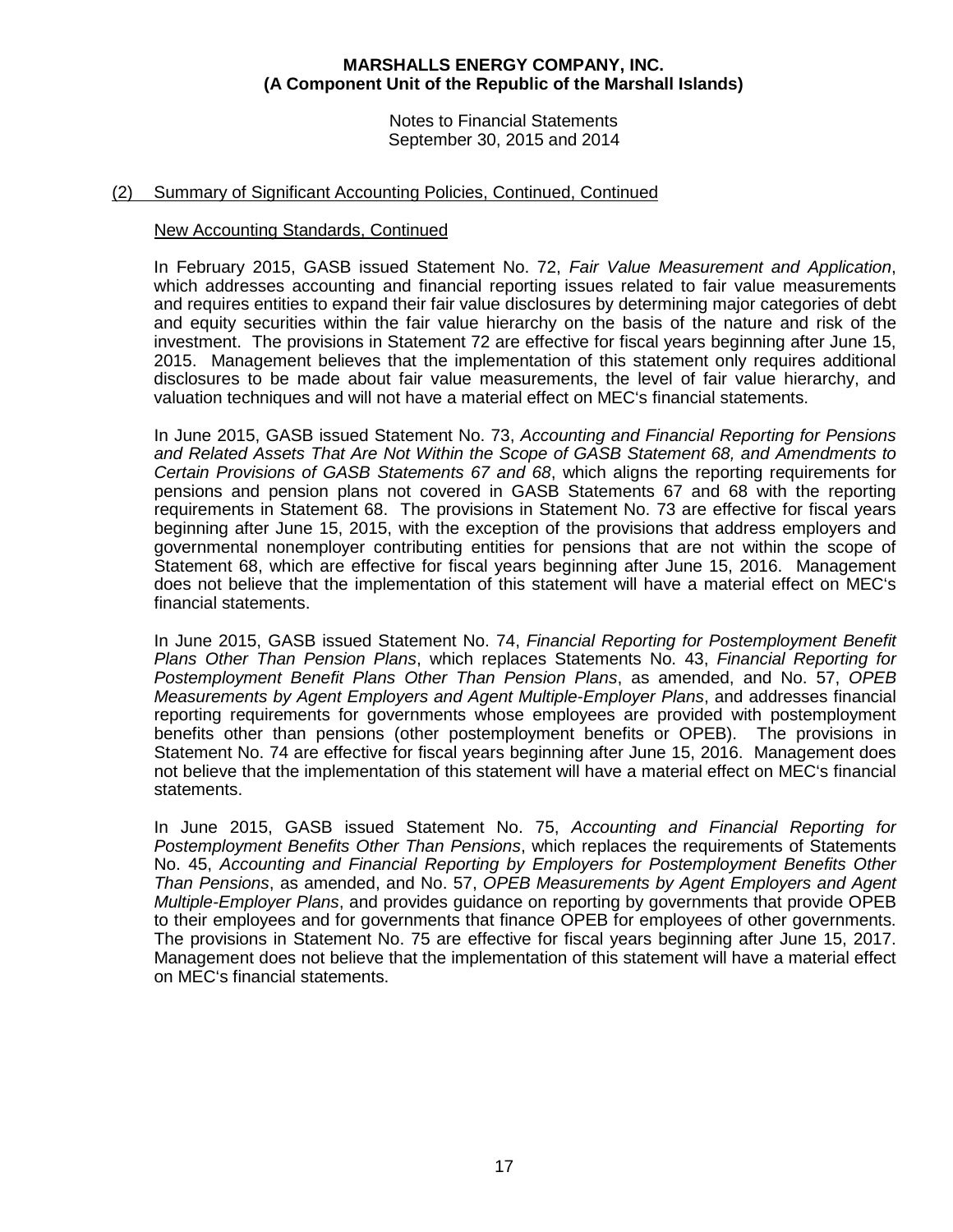**MARSHALLS ENERGY COMPANY, INC.**
**(A Component Unit of the Republic of the Marshall Islands)**

Notes to Financial Statements
September 30, 2015 and 2014

## (2) Summary of Significant Accounting Policies, Continued, Continued

### New Accounting Standards, Continued

In February 2015, GASB issued Statement No. 72, *Fair Value Measurement and Application*, which addresses accounting and financial reporting issues related to fair value measurements and requires entities to expand their fair value disclosures by determining major categories of debt and equity securities within the fair value hierarchy on the basis of the nature and risk of the investment. The provisions in Statement 72 are effective for fiscal years beginning after June 15, 2015. Management believes that the implementation of this statement only requires additional disclosures to be made about fair value measurements, the level of fair value hierarchy, and valuation techniques and will not have a material effect on MEC's financial statements.

In June 2015, GASB issued Statement No. 73, *Accounting and Financial Reporting for Pensions and Related Assets That Are Not Within the Scope of GASB Statement 68, and Amendments to Certain Provisions of GASB Statements 67 and 68*, which aligns the reporting requirements for pensions and pension plans not covered in GASB Statements 67 and 68 with the reporting requirements in Statement 68. The provisions in Statement No. 73 are effective for fiscal years beginning after June 15, 2015, with the exception of the provisions that address employers and governmental nonemployer contributing entities for pensions that are not within the scope of Statement 68, which are effective for fiscal years beginning after June 15, 2016. Management does not believe that the implementation of this statement will have a material effect on MEC's financial statements.

In June 2015, GASB issued Statement No. 74, *Financial Reporting for Postemployment Benefit Plans Other Than Pension Plans*, which replaces Statements No. 43, *Financial Reporting for Postemployment Benefit Plans Other Than Pension Plans*, as amended, and No. 57, *OPEB Measurements by Agent Employers and Agent Multiple-Employer Plans*, and addresses financial reporting requirements for governments whose employees are provided with postemployment benefits other than pensions (other postemployment benefits or OPEB). The provisions in Statement No. 74 are effective for fiscal years beginning after June 15, 2016. Management does not believe that the implementation of this statement will have a material effect on MEC's financial statements.

In June 2015, GASB issued Statement No. 75, *Accounting and Financial Reporting for Postemployment Benefits Other Than Pensions*, which replaces the requirements of Statements No. 45, *Accounting and Financial Reporting by Employers for Postemployment Benefits Other Than Pensions*, as amended, and No. 57, *OPEB Measurements by Agent Employers and Agent Multiple-Employer Plans*, and provides guidance on reporting by governments that provide OPEB to their employees and for governments that finance OPEB for employees of other governments. The provisions in Statement No. 75 are effective for fiscal years beginning after June 15, 2017. Management does not believe that the implementation of this statement will have a material effect on MEC's financial statements.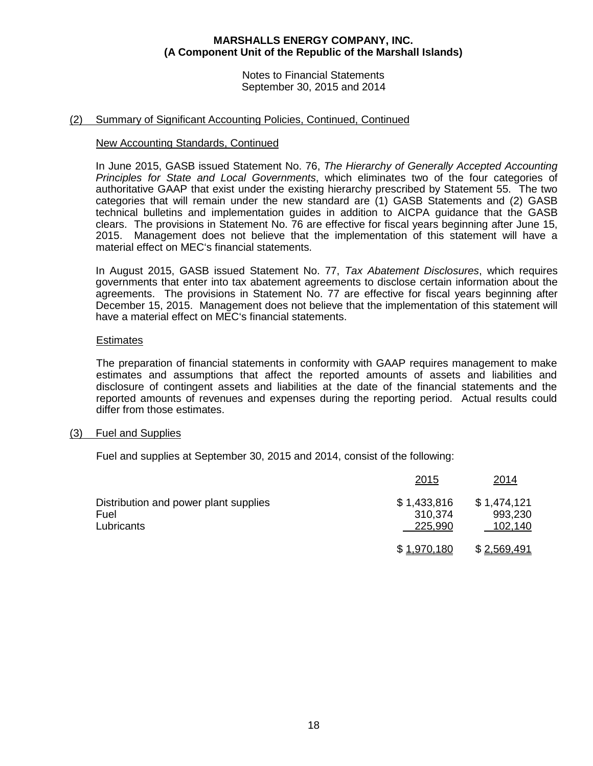# MARSHALLS ENERGY COMPANY, INC.
## (A Component Unit of the Republic of the Marshall Islands)

Notes to Financial Statements
September 30, 2015 and 2014

### (2) Summary of Significant Accounting Policies, Continued, Continued

#### New Accounting Standards, Continued

In June 2015, GASB issued Statement No. 76, *The Hierarchy of Generally Accepted Accounting Principles for State and Local Governments*, which eliminates two of the four categories of authoritative GAAP that exist under the existing hierarchy prescribed by Statement 55. The two categories that will remain under the new standard are (1) GASB Statements and (2) GASB technical bulletins and implementation guides in addition to AICPA guidance that the GASB clears. The provisions in Statement No. 76 are effective for fiscal years beginning after June 15, 2015. Management does not believe that the implementation of this statement will have a material effect on MEC's financial statements.

In August 2015, GASB issued Statement No. 77, *Tax Abatement Disclosures*, which requires governments that enter into tax abatement agreements to disclose certain information about the agreements. The provisions in Statement No. 77 are effective for fiscal years beginning after December 15, 2015. Management does not believe that the implementation of this statement will have a material effect on MEC's financial statements.

#### Estimates

The preparation of financial statements in conformity with GAAP requires management to make estimates and assumptions that affect the reported amounts of assets and liabilities and disclosure of contingent assets and liabilities at the date of the financial statements and the reported amounts of revenues and expenses during the reporting period. Actual results could differ from those estimates.

### (3) Fuel and Supplies

Fuel and supplies at September 30, 2015 and 2014, consist of the following:

| | 2015 | 2014 |
|---|---|---|
| Distribution and power plant supplies | $ 1,433,816 | $ 1,474,121 |
| Fuel | 310,374 | 993,230 |
| Lubricants | 225,990 | 102,140 |
| | $ 1,970,180 | $ 2,569,491 |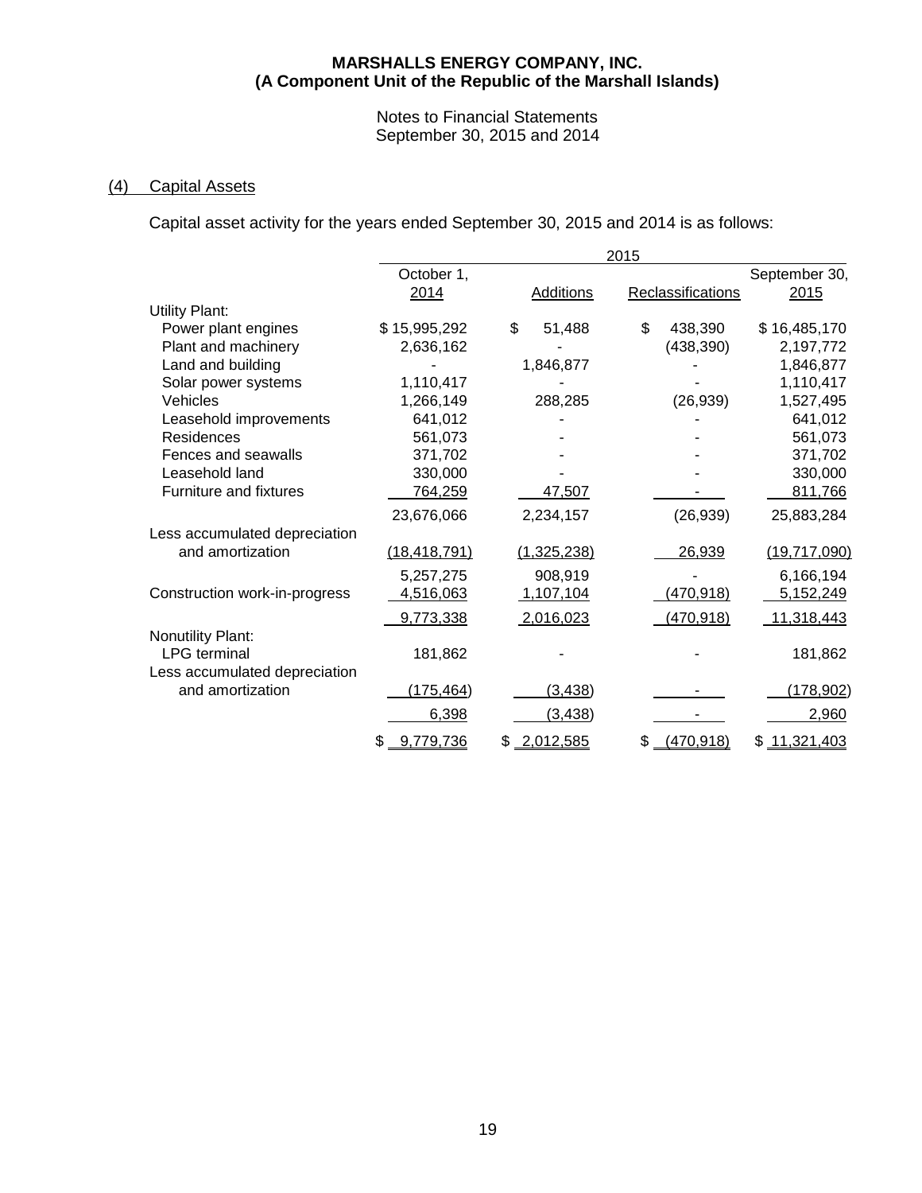**MARSHALLS ENERGY COMPANY, INC.**
**(A Component Unit of the Republic of the Marshall Islands)**

Notes to Financial Statements
September 30, 2015 and 2014

## (4) Capital Assets

Capital asset activity for the years ended September 30, 2015 and 2014 is as follows:

| | 2015 | | | |
|---|---|---|---|---|
| | October 1, 2014 | Additions | Reclassifications | September 30, 2015 |
| Utility Plant: | | | | |
| Power plant engines | $ 15,995,292 | $ 51,488 | $ 438,390 | $ 16,485,170 |
| Plant and machinery | 2,636,162 | - | (438,390) | 2,197,772 |
| Land and building | - | 1,846,877 | - | 1,846,877 |
| Solar power systems | 1,110,417 | - | - | 1,110,417 |
| Vehicles | 1,266,149 | 288,285 | (26,939) | 1,527,495 |
| Leasehold improvements | 641,012 | - | - | 641,012 |
| Residences | 561,073 | - | - | 561,073 |
| Fences and seawalls | 371,702 | - | - | 371,702 |
| Leasehold land | 330,000 | - | - | 330,000 |
| Furniture and fixtures | 764,259 | 47,507 | - | 811,766 |
| | 23,676,066 | 2,234,157 | (26,939) | 25,883,284 |
| Less accumulated depreciation and amortization | (18,418,791) | (1,325,238) | 26,939 | (19,717,090) |
| | 5,257,275 | 908,919 | - | 6,166,194 |
| Construction work-in-progress | 4,516,063 | 1,107,104 | (470,918) | 5,152,249 |
| | 9,773,338 | 2,016,023 | (470,918) | 11,318,443 |
| Nonutility Plant: | | | | |
| LPG terminal | 181,862 | - | - | 181,862 |
| Less accumulated depreciation and amortization | (175,464) | (3,438) | - | (178,902) |
| | 6,398 | (3,438) | - | 2,960 |
| | $ 9,779,736 | $ 2,012,585 | $ (470,918) | $ 11,321,403 |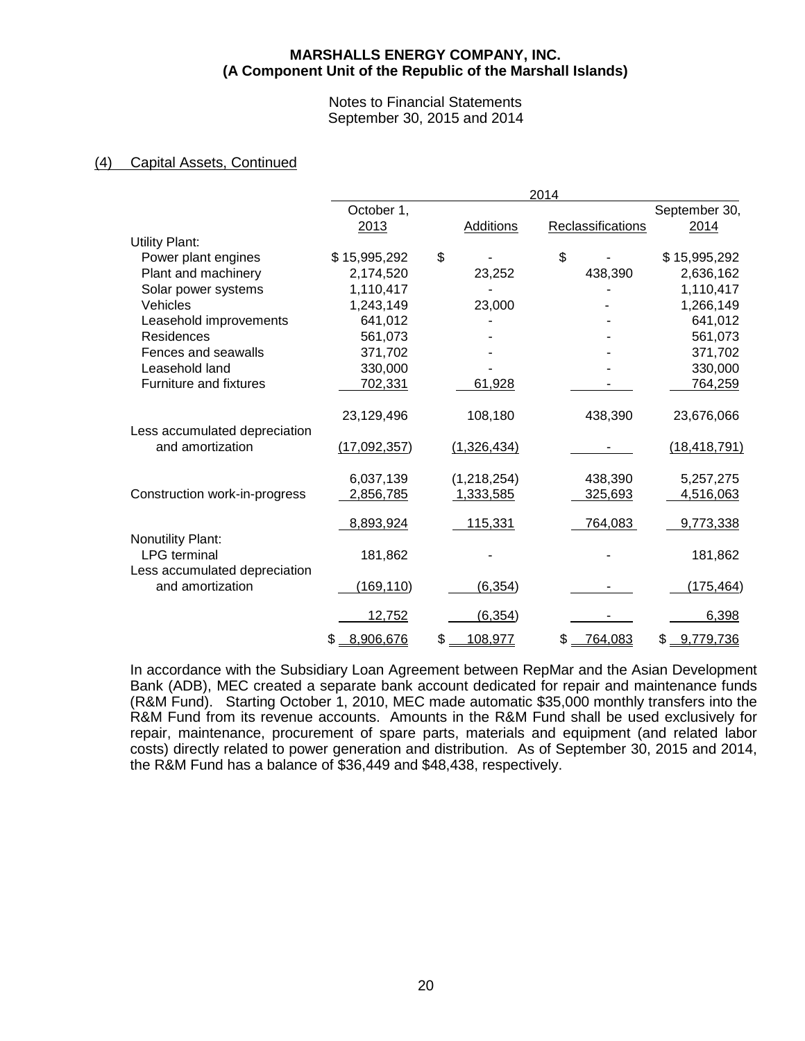**MARSHALLS ENERGY COMPANY, INC.**
**(A Component Unit of the Republic of the Marshall Islands)**

Notes to Financial Statements
September 30, 2015 and 2014

## (4) Capital Assets, Continued

| | 2014 | | | |
|---|---|---|---|---|
| | October 1, 2013 | Additions | Reclassifications | September 30, 2014 |
| Utility Plant: | | | | |
| Power plant engines | $ 15,995,292 | $ - | $ - | $ 15,995,292 |
| Plant and machinery | 2,174,520 | 23,252 | 438,390 | 2,636,162 |
| Solar power systems | 1,110,417 | - | - | 1,110,417 |
| Vehicles | 1,243,149 | 23,000 | - | 1,266,149 |
| Leasehold improvements | 641,012 | - | - | 641,012 |
| Residences | 561,073 | - | - | 561,073 |
| Fences and seawalls | 371,702 | - | - | 371,702 |
| Leasehold land | 330,000 | - | - | 330,000 |
| Furniture and fixtures | 702,331 | 61,928 | - | 764,259 |
| | 23,129,496 | 108,180 | 438,390 | 23,676,066 |
| Less accumulated depreciation and amortization | (17,092,357) | (1,326,434) | - | (18,418,791) |
| | 6,037,139 | (1,218,254) | 438,390 | 5,257,275 |
| Construction work-in-progress | 2,856,785 | 1,333,585 | 325,693 | 4,516,063 |
| | 8,893,924 | 115,331 | 764,083 | 9,773,338 |
| Nonutility Plant: | | | | |
| LPG terminal | 181,862 | - | - | 181,862 |
| Less accumulated depreciation and amortization | (169,110) | (6,354) | - | (175,464) |
| | 12,752 | (6,354) | - | 6,398 |
| | $ 8,906,676 | $ 108,977 | $ 764,083 | $ 9,779,736 |

In accordance with the Subsidiary Loan Agreement between RepMar and the Asian Development Bank (ADB), MEC created a separate bank account dedicated for repair and maintenance funds (R&M Fund). Starting October 1, 2010, MEC made automatic $35,000 monthly transfers into the R&M Fund from its revenue accounts. Amounts in the R&M Fund shall be used exclusively for repair, maintenance, procurement of spare parts, materials and equipment (and related labor costs) directly related to power generation and distribution. As of September 30, 2015 and 2014, the R&M Fund has a balance of $36,449 and $48,438, respectively.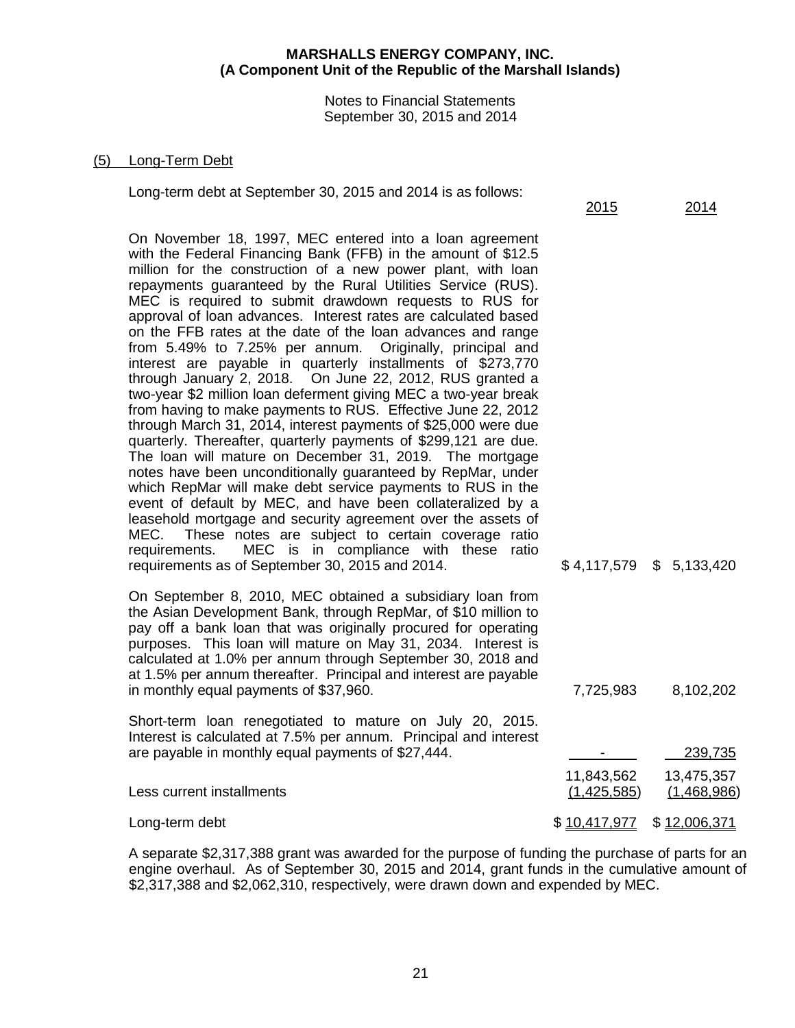**MARSHALLS ENERGY COMPANY, INC.**
**(A Component Unit of the Republic of the Marshall Islands)**

Notes to Financial Statements
September 30, 2015 and 2014

## (5) Long-Term Debt

Long-term debt at September 30, 2015 and 2014 is as follows:

| | 2015 | 2014 |
|---|---|---|
| On November 18, 1997, MEC entered into a loan agreement with the Federal Financing Bank (FFB) in the amount of $12.5 million for the construction of a new power plant, with loan repayments guaranteed by the Rural Utilities Service (RUS). MEC is required to submit drawdown requests to RUS for approval of loan advances. Interest rates are calculated based on the FFB rates at the date of the loan advances and range from 5.49% to 7.25% per annum. Originally, principal and interest are payable in quarterly installments of $273,770 through January 2, 2018. On June 22, 2012, RUS granted a two-year $2 million loan deferment giving MEC a two-year break from having to make payments to RUS. Effective June 22, 2012 through March 31, 2014, interest payments of $25,000 were due quarterly. Thereafter, quarterly payments of $299,121 are due. The loan will mature on December 31, 2019. The mortgage notes have been unconditionally guaranteed by RepMar, under which RepMar will make debt service payments to RUS in the event of default by MEC, and have been collateralized by a leasehold mortgage and security agreement over the assets of MEC. These notes are subject to certain coverage ratio requirements. MEC is in compliance with these ratio requirements as of September 30, 2015 and 2014. | $ 4,117,579 | $ 5,133,420 |
| On September 8, 2010, MEC obtained a subsidiary loan from the Asian Development Bank, through RepMar, of $10 million to pay off a bank loan that was originally procured for operating purposes. This loan will mature on May 31, 2034. Interest is calculated at 1.0% per annum through September 30, 2018 and at 1.5% per annum thereafter. Principal and interest are payable in monthly equal payments of $37,960. | 7,725,983 | 8,102,202 |
| Short-term loan renegotiated to mature on July 20, 2015. Interest is calculated at 7.5% per annum. Principal and interest are payable in monthly equal payments of $27,444. | - | 239,735 |
| | 11,843,562 | 13,475,357 |
| Less current installments | (1,425,585) | (1,468,986) |
| Long-term debt | $ 10,417,977 | $ 12,006,371 |

A separate $2,317,388 grant was awarded for the purpose of funding the purchase of parts for an engine overhaul. As of September 30, 2015 and 2014, grant funds in the cumulative amount of $2,317,388 and $2,062,310, respectively, were drawn down and expended by MEC.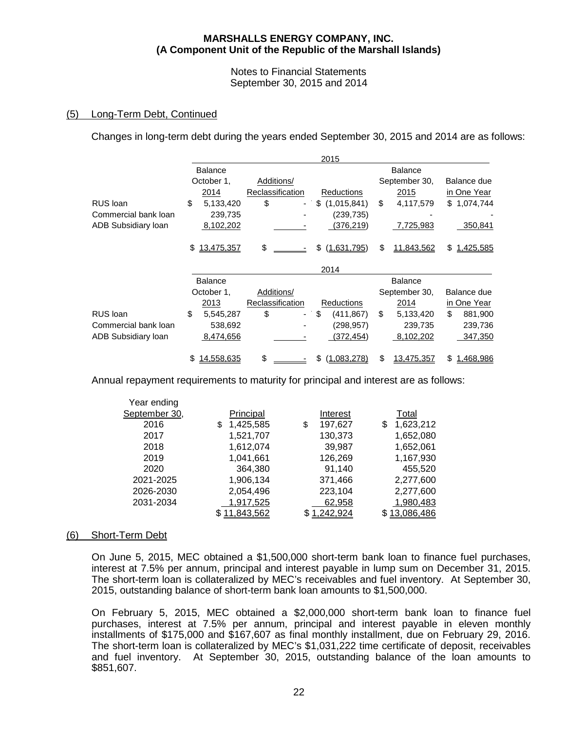## (5) Long-Term Debt, Continued

Changes in long-term debt during the years ended September 30, 2015 and 2014 are as follows:

| | 2015 | | | | |
|---|---|---|---|---|---|
| | Balance October 1, 2014 | Additions/ Reclassification | Reductions | Balance September 30, 2015 | Balance due in One Year |
| RUS loan | $ 5,133,420 | $ - | $ (1,015,841) | $ 4,117,579 | $ 1,074,744 |
| Commercial bank loan | 239,735 | - | (239,735) | - | - |
| ADB Subsidiary loan | 8,102,202 | - | (376,219) | 7,725,983 | 350,841 |
| | $ 13,475,357 | $ - | $ (1,631,795) | $ 11,843,562 | $ 1,425,585 |

| | 2014 | | | | |
|---|---|---|---|---|---|
| | Balance October 1, 2013 | Additions/ Reclassification | Reductions | Balance September 30, 2014 | Balance due in One Year |
| RUS loan | $ 5,545,287 | $ - | $ (411,867) | $ 5,133,420 | $ 881,900 |
| Commercial bank loan | 538,692 | - | (298,957) | 239,735 | 239,736 |
| ADB Subsidiary loan | 8,474,656 | - | (372,454) | 8,102,202 | 347,350 |
| | $ 14,558,635 | $ - | $ (1,083,278) | $ 13,475,357 | $ 1,468,986 |

Annual repayment requirements to maturity for principal and interest are as follows:

| Year ending September 30, | Principal | Interest | Total |
|---|---|---|---|
| 2016 | $ 1,425,585 | $ 197,627 | $ 1,623,212 |
| 2017 | 1,521,707 | 130,373 | 1,652,080 |
| 2018 | 1,612,074 | 39,987 | 1,652,061 |
| 2019 | 1,041,661 | 126,269 | 1,167,930 |
| 2020 | 364,380 | 91,140 | 455,520 |
| 2021-2025 | 1,906,134 | 371,466 | 2,277,600 |
| 2026-2030 | 2,054,496 | 223,104 | 2,277,600 |
| 2031-2034 | 1,917,525 | 62,958 | 1,980,483 |
| | $ 11,843,562 | $ 1,242,924 | $ 13,086,486 |

## (6) Short-Term Debt

On June 5, 2015, MEC obtained a $1,500,000 short-term bank loan to finance fuel purchases, interest at 7.5% per annum, principal and interest payable in lump sum on December 31, 2015. The short-term loan is collateralized by MEC's receivables and fuel inventory. At September 30, 2015, outstanding balance of short-term bank loan amounts to $1,500,000.

On February 5, 2015, MEC obtained a $2,000,000 short-term bank loan to finance fuel purchases, interest at 7.5% per annum, principal and interest payable in eleven monthly installments of $175,000 and $167,607 as final monthly installment, due on February 29, 2016. The short-term loan is collateralized by MEC's $1,031,222 time certificate of deposit, receivables and fuel inventory. At September 30, 2015, outstanding balance of the loan amounts to $851,607.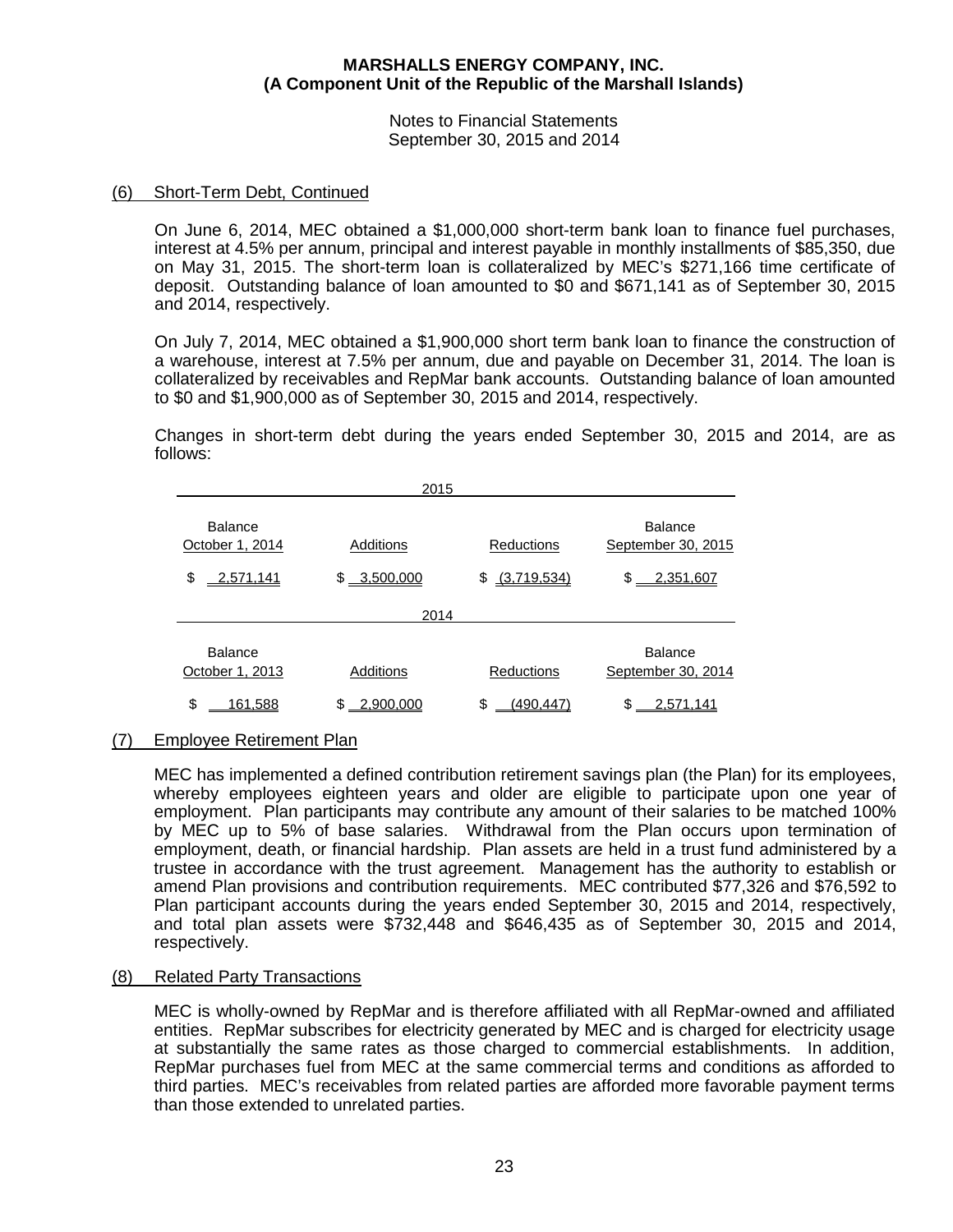**MARSHALLS ENERGY COMPANY, INC.**
**(A Component Unit of the Republic of the Marshall Islands)**

Notes to Financial Statements
September 30, 2015 and 2014

## (6) Short-Term Debt, Continued

On June 6, 2014, MEC obtained a $1,000,000 short-term bank loan to finance fuel purchases, interest at 4.5% per annum, principal and interest payable in monthly installments of $85,350, due on May 31, 2015. The short-term loan is collateralized by MEC's $271,166 time certificate of deposit. Outstanding balance of loan amounted to $0 and $671,141 as of September 30, 2015 and 2014, respectively.

On July 7, 2014, MEC obtained a $1,900,000 short term bank loan to finance the construction of a warehouse, interest at 7.5% per annum, due and payable on December 31, 2014. The loan is collateralized by receivables and RepMar bank accounts. Outstanding balance of loan amounted to $0 and $1,900,000 as of September 30, 2015 and 2014, respectively.

Changes in short-term debt during the years ended September 30, 2015 and 2014, are as follows:

| 2015 | | | |
|---|---|---|---|
| Balance October 1, 2014 | Additions | Reductions | Balance September 30, 2015 |
| $ 2,571,141 | $ 3,500,000 | $ (3,719,534) | $ 2,351,607 |

| 2014 | | | |
|---|---|---|---|
| Balance October 1, 2013 | Additions | Reductions | Balance September 30, 2014 |
| $ 161,588 | $ 2,900,000 | $ (490,447) | $ 2,571,141 |

## (7) Employee Retirement Plan

MEC has implemented a defined contribution retirement savings plan (the Plan) for its employees, whereby employees eighteen years and older are eligible to participate upon one year of employment. Plan participants may contribute any amount of their salaries to be matched 100% by MEC up to 5% of base salaries. Withdrawal from the Plan occurs upon termination of employment, death, or financial hardship. Plan assets are held in a trust fund administered by a trustee in accordance with the trust agreement. Management has the authority to establish or amend Plan provisions and contribution requirements. MEC contributed $77,326 and $76,592 to Plan participant accounts during the years ended September 30, 2015 and 2014, respectively, and total plan assets were $732,448 and $646,435 as of September 30, 2015 and 2014, respectively.

## (8) Related Party Transactions

MEC is wholly-owned by RepMar and is therefore affiliated with all RepMar-owned and affiliated entities. RepMar subscribes for electricity generated by MEC and is charged for electricity usage at substantially the same rates as those charged to commercial establishments. In addition, RepMar purchases fuel from MEC at the same commercial terms and conditions as afforded to third parties. MEC's receivables from related parties are afforded more favorable payment terms than those extended to unrelated parties.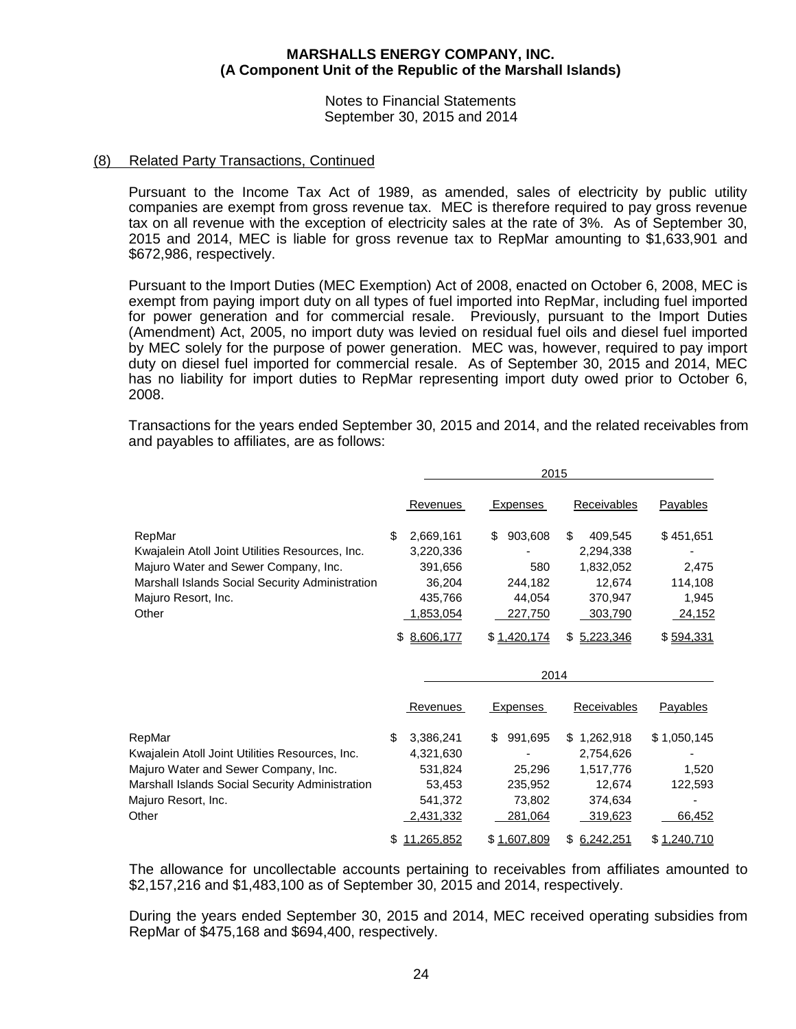**MARSHALLS ENERGY COMPANY, INC.**
**(A Component Unit of the Republic of the Marshall Islands)**

Notes to Financial Statements
September 30, 2015 and 2014

## (8) Related Party Transactions, Continued

Pursuant to the Income Tax Act of 1989, as amended, sales of electricity by public utility companies are exempt from gross revenue tax. MEC is therefore required to pay gross revenue tax on all revenue with the exception of electricity sales at the rate of 3%. As of September 30, 2015 and 2014, MEC is liable for gross revenue tax to RepMar amounting to $1,633,901 and $672,986, respectively.

Pursuant to the Import Duties (MEC Exemption) Act of 2008, enacted on October 6, 2008, MEC is exempt from paying import duty on all types of fuel imported into RepMar, including fuel imported for power generation and for commercial resale. Previously, pursuant to the Import Duties (Amendment) Act, 2005, no import duty was levied on residual fuel oils and diesel fuel imported by MEC solely for the purpose of power generation. MEC was, however, required to pay import duty on diesel fuel imported for commercial resale. As of September 30, 2015 and 2014, MEC has no liability for import duties to RepMar representing import duty owed prior to October 6, 2008.

Transactions for the years ended September 30, 2015 and 2014, and the related receivables from and payables to affiliates, are as follows:

| | 2015 | | | |
|---|---|---|---|---|
| | Revenues | Expenses | Receivables | Payables |
| RepMar | $ 2,669,161 | $ 903,608 | $ 409,545 | $ 451,651 |
| Kwajalein Atoll Joint Utilities Resources, Inc. | 3,220,336 | - | 2,294,338 | - |
| Majuro Water and Sewer Company, Inc. | 391,656 | 580 | 1,832,052 | 2,475 |
| Marshall Islands Social Security Administration | 36,204 | 244,182 | 12,674 | 114,108 |
| Majuro Resort, Inc. | 435,766 | 44,054 | 370,947 | 1,945 |
| Other | 1,853,054 | 227,750 | 303,790 | 24,152 |
| | $ 8,606,177 | $ 1,420,174 | $ 5,223,346 | $ 594,331 |

| | 2014 | | | |
|---|---|---|---|---|
| | Revenues | Expenses | Receivables | Payables |
| RepMar | $ 3,386,241 | $ 991,695 | $ 1,262,918 | $ 1,050,145 |
| Kwajalein Atoll Joint Utilities Resources, Inc. | 4,321,630 | - | 2,754,626 | - |
| Majuro Water and Sewer Company, Inc. | 531,824 | 25,296 | 1,517,776 | 1,520 |
| Marshall Islands Social Security Administration | 53,453 | 235,952 | 12,674 | 122,593 |
| Majuro Resort, Inc. | 541,372 | 73,802 | 374,634 | - |
| Other | 2,431,332 | 281,064 | 319,623 | 66,452 |
| | $ 11,265,852 | $ 1,607,809 | $ 6,242,251 | $ 1,240,710 |

The allowance for uncollectable accounts pertaining to receivables from affiliates amounted to $2,157,216 and $1,483,100 as of September 30, 2015 and 2014, respectively.

During the years ended September 30, 2015 and 2014, MEC received operating subsidies from RepMar of $475,168 and $694,400, respectively.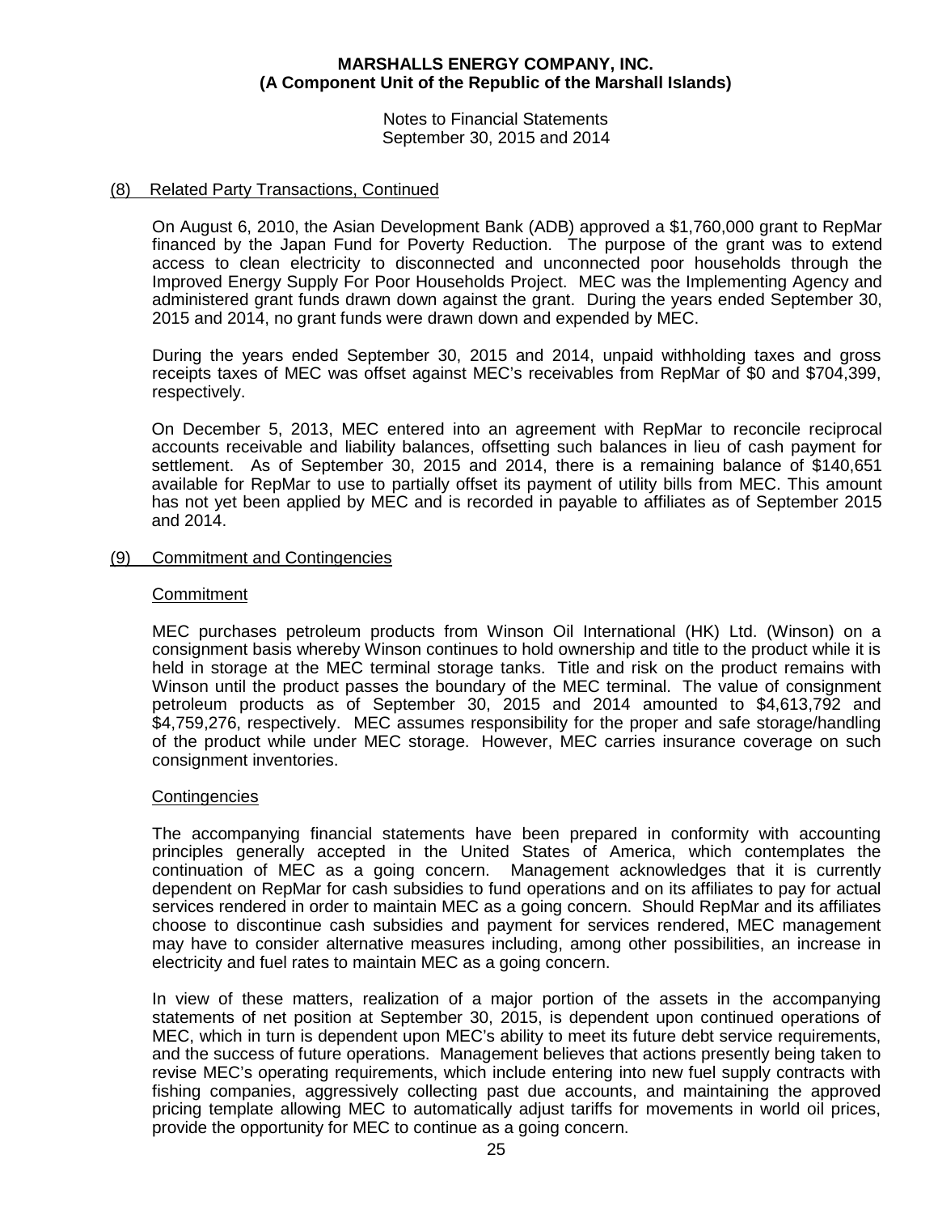## (8) Related Party Transactions, Continued

On August 6, 2010, the Asian Development Bank (ADB) approved a $1,760,000 grant to RepMar financed by the Japan Fund for Poverty Reduction. The purpose of the grant was to extend access to clean electricity to disconnected and unconnected poor households through the Improved Energy Supply For Poor Households Project. MEC was the Implementing Agency and administered grant funds drawn down against the grant. During the years ended September 30, 2015 and 2014, no grant funds were drawn down and expended by MEC.

During the years ended September 30, 2015 and 2014, unpaid withholding taxes and gross receipts taxes of MEC was offset against MEC's receivables from RepMar of $0 and $704,399, respectively.

On December 5, 2013, MEC entered into an agreement with RepMar to reconcile reciprocal accounts receivable and liability balances, offsetting such balances in lieu of cash payment for settlement. As of September 30, 2015 and 2014, there is a remaining balance of $140,651 available for RepMar to use to partially offset its payment of utility bills from MEC. This amount has not yet been applied by MEC and is recorded in payable to affiliates as of September 2015 and 2014.

## (9) Commitment and Contingencies

### Commitment

MEC purchases petroleum products from Winson Oil International (HK) Ltd. (Winson) on a consignment basis whereby Winson continues to hold ownership and title to the product while it is held in storage at the MEC terminal storage tanks. Title and risk on the product remains with Winson until the product passes the boundary of the MEC terminal. The value of consignment petroleum products as of September 30, 2015 and 2014 amounted to $4,613,792 and $4,759,276, respectively. MEC assumes responsibility for the proper and safe storage/handling of the product while under MEC storage. However, MEC carries insurance coverage on such consignment inventories.

### Contingencies

The accompanying financial statements have been prepared in conformity with accounting principles generally accepted in the United States of America, which contemplates the continuation of MEC as a going concern. Management acknowledges that it is currently dependent on RepMar for cash subsidies to fund operations and on its affiliates to pay for actual services rendered in order to maintain MEC as a going concern. Should RepMar and its affiliates choose to discontinue cash subsidies and payment for services rendered, MEC management may have to consider alternative measures including, among other possibilities, an increase in electricity and fuel rates to maintain MEC as a going concern.

In view of these matters, realization of a major portion of the assets in the accompanying statements of net position at September 30, 2015, is dependent upon continued operations of MEC, which in turn is dependent upon MEC's ability to meet its future debt service requirements, and the success of future operations. Management believes that actions presently being taken to revise MEC's operating requirements, which include entering into new fuel supply contracts with fishing companies, aggressively collecting past due accounts, and maintaining the approved pricing template allowing MEC to automatically adjust tariffs for movements in world oil prices, provide the opportunity for MEC to continue as a going concern.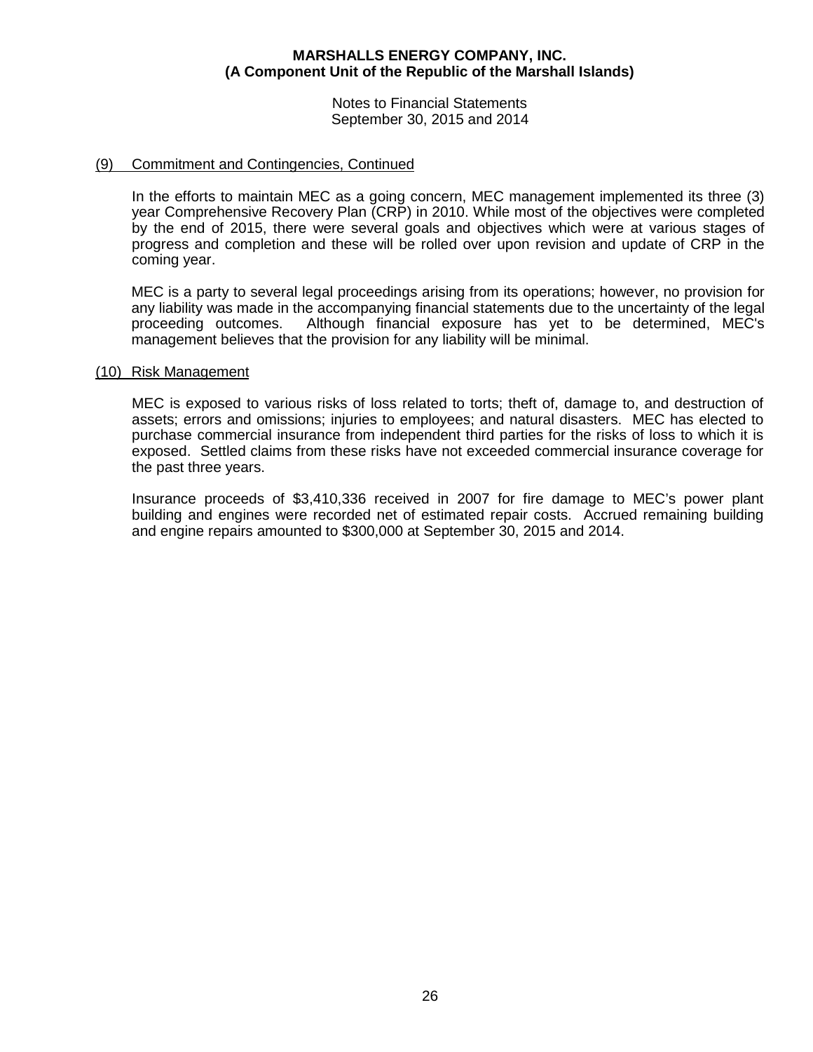## (9) Commitment and Contingencies, Continued

In the efforts to maintain MEC as a going concern, MEC management implemented its three (3) year Comprehensive Recovery Plan (CRP) in 2010. While most of the objectives were completed by the end of 2015, there were several goals and objectives which were at various stages of progress and completion and these will be rolled over upon revision and update of CRP in the coming year.

MEC is a party to several legal proceedings arising from its operations; however, no provision for any liability was made in the accompanying financial statements due to the uncertainty of the legal proceeding outcomes. Although financial exposure has yet to be determined, MEC's management believes that the provision for any liability will be minimal.

## (10) Risk Management

MEC is exposed to various risks of loss related to torts; theft of, damage to, and destruction of assets; errors and omissions; injuries to employees; and natural disasters. MEC has elected to purchase commercial insurance from independent third parties for the risks of loss to which it is exposed. Settled claims from these risks have not exceeded commercial insurance coverage for the past three years.

Insurance proceeds of $3,410,336 received in 2007 for fire damage to MEC's power plant building and engines were recorded net of estimated repair costs. Accrued remaining building and engine repairs amounted to $300,000 at September 30, 2015 and 2014.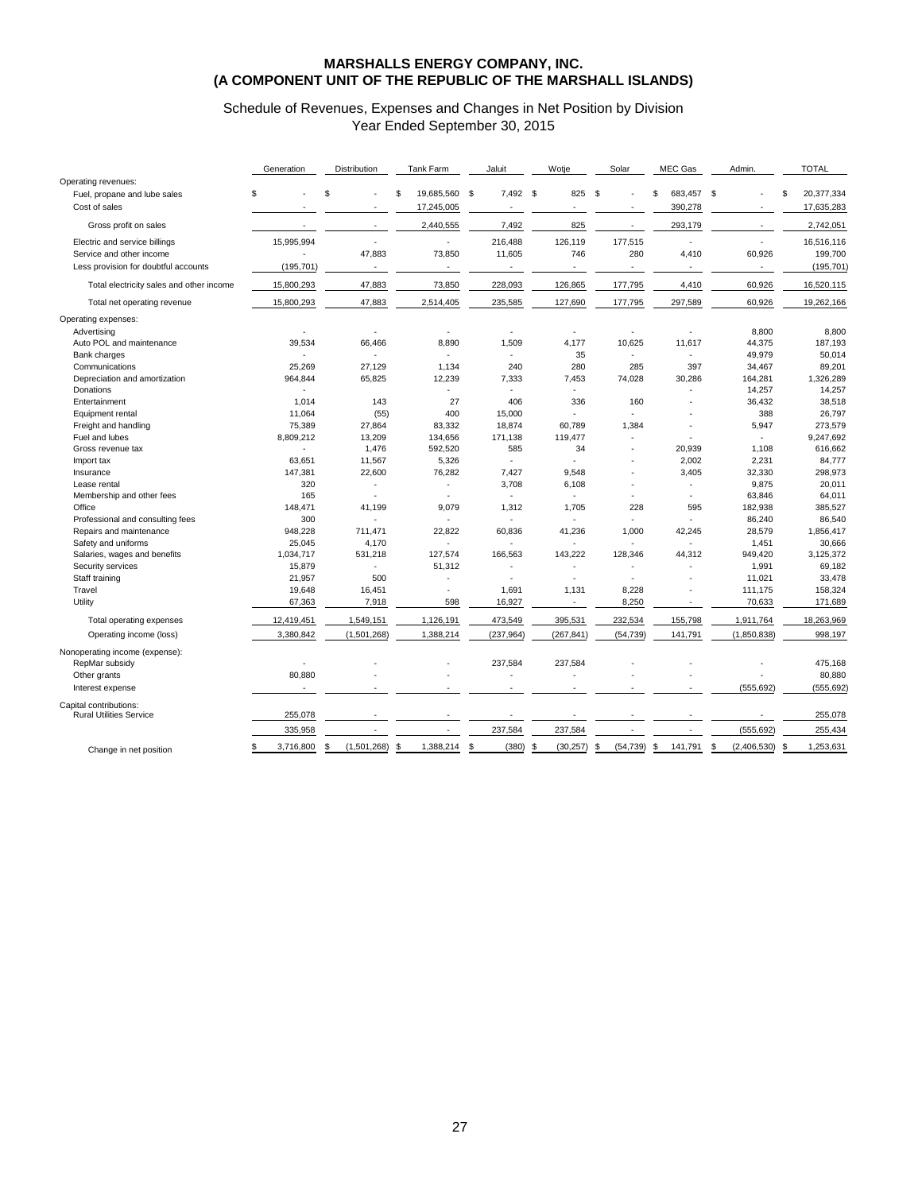# MARSHALLS ENERGY COMPANY, INC.
# (A COMPONENT UNIT OF THE REPUBLIC OF THE MARSHALL ISLANDS)

## Schedule of Revenues, Expenses and Changes in Net Position by Division
## Year Ended September 30, 2015

| | Generation | Distribution | Tank Farm | Jaluit | Wotje | Solar | MEC Gas | Admin. | TOTAL |
|---|---|---|---|---|---|---|---|---|---|
| Operating revenues: | | | | | | | | | |
| Fuel, propane and lube sales | $ - | $ - | $ 19,685,560 | $ 7,492 | $ 825 | $ - | $ 683,457 | $ - | $ 20,377,334 |
| Cost of sales | - | - | 17,245,005 | - | - | - | 390,278 | - | 17,635,283 |
| Gross profit on sales | - | - | 2,440,555 | 7,492 | 825 | - | 293,179 | - | 2,742,051 |
| Electric and service billings | 15,995,994 | - | - | 216,488 | 126,119 | 177,515 | - | - | 16,516,116 |
| Service and other income | - | 47,883 | 73,850 | 11,605 | 746 | 280 | 4,410 | 60,926 | 199,700 |
| Less provision for doubtful accounts | (195,701) | - | - | - | - | - | - | - | (195,701) |
| Total electricity sales and other income | 15,800,293 | 47,883 | 73,850 | 228,093 | 126,865 | 177,795 | 4,410 | 60,926 | 16,520,115 |
| Total net operating revenue | 15,800,293 | 47,883 | 2,514,405 | 235,585 | 127,690 | 177,795 | 297,589 | 60,926 | 19,262,166 |
| Operating expenses: | | | | | | | | | |
| Advertising | - | - | - | - | - | - | - | 8,800 | 8,800 |
| Auto POL and maintenance | 39,534 | 66,466 | 8,890 | 1,509 | 4,177 | 10,625 | 11,617 | 44,375 | 187,193 |
| Bank charges | - | - | - | - | 35 | - | - | 49,979 | 50,014 |
| Communications | 25,269 | 27,129 | 1,134 | 240 | 280 | 285 | 397 | 34,467 | 89,201 |
| Depreciation and amortization | 964,844 | 65,825 | 12,239 | 7,333 | 7,453 | 74,028 | 30,286 | 164,281 | 1,326,289 |
| Donations | - | | - | - | - | | - | 14,257 | 14,257 |
| Entertainment | 1,014 | 143 | 27 | 406 | 336 | 160 | - | 36,432 | 38,518 |
| Equipment rental | 11,064 | (55) | 400 | 15,000 | - | - | - | 388 | 26,797 |
| Freight and handling | 75,389 | 27,864 | 83,332 | 18,874 | 60,789 | 1,384 | - | 5,947 | 273,579 |
| Fuel and lubes | 8,809,212 | 13,209 | 134,656 | 171,138 | 119,477 | - | - | - | 9,247,692 |
| Gross revenue tax | - | 1,476 | 592,520 | 585 | 34 | - | 20,939 | 1,108 | 616,662 |
| Import tax | 63,651 | 11,567 | 5,326 | - | - | - | 2,002 | 2,231 | 84,777 |
| Insurance | 147,381 | 22,600 | 76,282 | 7,427 | 9,548 | - | 3,405 | 32,330 | 298,973 |
| Lease rental | 320 | - | - | 3,708 | 6,108 | - | - | 9,875 | 20,011 |
| Membership and other fees | 165 | - | - | - | - | - | - | 63,846 | 64,011 |
| Office | 148,471 | 41,199 | 9,079 | 1,312 | 1,705 | 228 | 595 | 182,938 | 385,527 |
| Professional and consulting fees | 300 | - | - | - | - | - | - | 86,240 | 86,540 |
| Repairs and maintenance | 948,228 | 711,471 | 22,822 | 60,836 | 41,236 | 1,000 | 42,245 | 28,579 | 1,856,417 |
| Safety and uniforms | 25,045 | 4,170 | - | - | - | - | - | 1,451 | 30,666 |
| Salaries, wages and benefits | 1,034,717 | 531,218 | 127,574 | 166,563 | 143,222 | 128,346 | 44,312 | 949,420 | 3,125,372 |
| Security services | 15,879 | - | 51,312 | - | - | - | - | 1,991 | 69,182 |
| Staff training | 21,957 | 500 | - | - | - | - | - | 11,021 | 33,478 |
| Travel | 19,648 | 16,451 | - | 1,691 | 1,131 | 8,228 | - | 111,175 | 158,324 |
| Utility | 67,363 | 7,918 | 598 | 16,927 | - | 8,250 | - | 70,633 | 171,689 |
| Total operating expenses | 12,419,451 | 1,549,151 | 1,126,191 | 473,549 | 395,531 | 232,534 | 155,798 | 1,911,764 | 18,263,969 |
| Operating income (loss) | 3,380,842 | (1,501,268) | 1,388,214 | (237,964) | (267,841) | (54,739) | 141,791 | (1,850,838) | 998,197 |
| Nonoperating income (expense): | | | | | | | | | |
| RepMar subsidy | - | - | - | 237,584 | 237,584 | - | - | - | 475,168 |
| Other grants | 80,880 | - | - | - | - | - | - | - | 80,880 |
| Interest expense | - | - | - | - | - | - | - | (555,692) | (555,692) |
| Capital contributions: | | | | | | | | | |
| Rural Utilities Service | 255,078 | - | - | - | - | - | - | - | 255,078 |
| | 335,958 | - | - | 237,584 | 237,584 | - | - | (555,692) | 255,434 |
| Change in net position | $ 3,716,800 | $ (1,501,268) | $ 1,388,214 | $ (380) | $ (30,257) | $ (54,739) | $ 141,791 | $ (2,406,530) | $ 1,253,631 |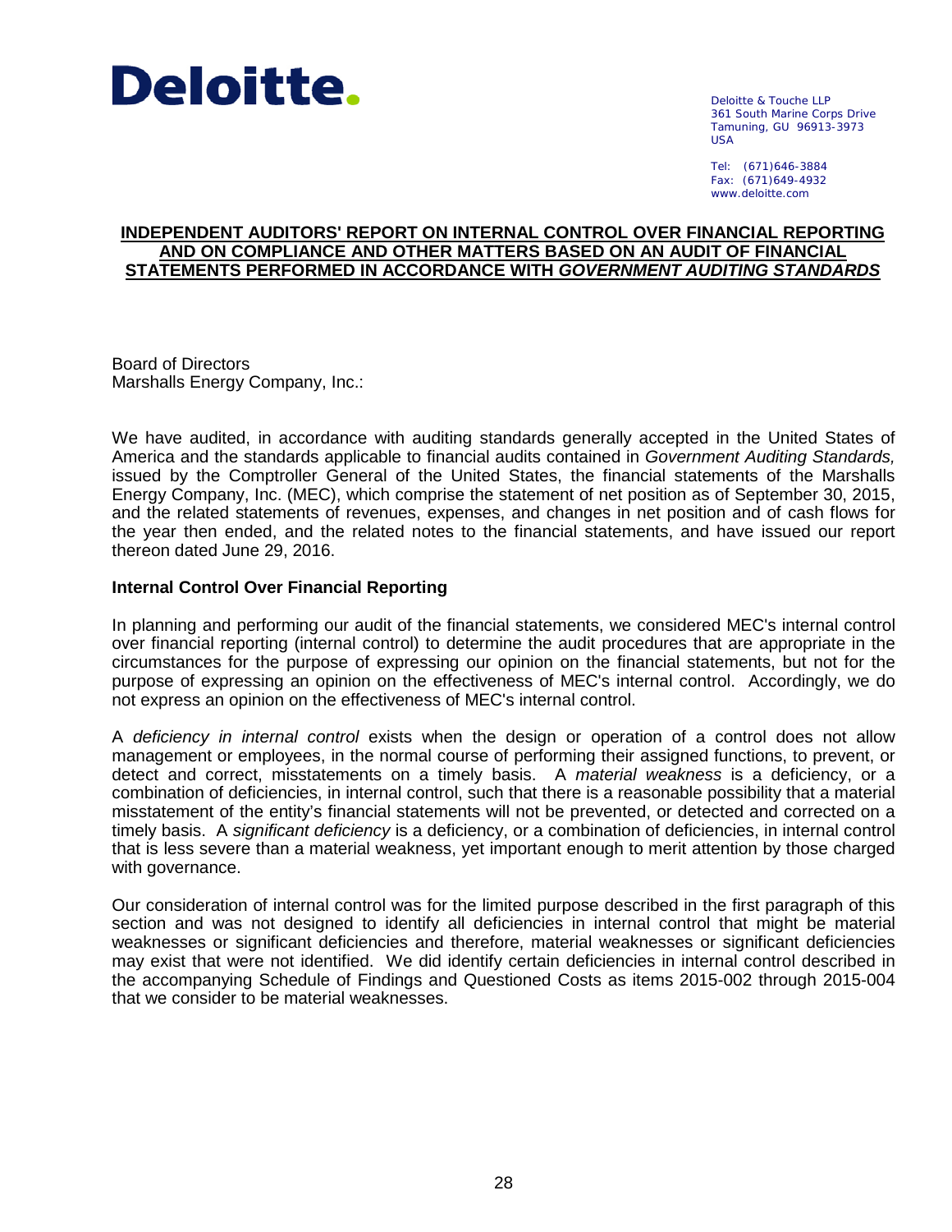**Deloitte.**

Deloitte & Touche LLP
361 South Marine Corps Drive
Tamuning, GU 96913-3973
USA

Tel: (671)646-3884
Fax: (671)649-4932
www.deloitte.com

## INDEPENDENT AUDITORS' REPORT ON INTERNAL CONTROL OVER FINANCIAL REPORTING AND ON COMPLIANCE AND OTHER MATTERS BASED ON AN AUDIT OF FINANCIAL STATEMENTS PERFORMED IN ACCORDANCE WITH *GOVERNMENT AUDITING STANDARDS*

Board of Directors
Marshalls Energy Company, Inc.:

We have audited, in accordance with auditing standards generally accepted in the United States of America and the standards applicable to financial audits contained in *Government Auditing Standards,* issued by the Comptroller General of the United States, the financial statements of the Marshalls Energy Company, Inc. (MEC), which comprise the statement of net position as of September 30, 2015, and the related statements of revenues, expenses, and changes in net position and of cash flows for the year then ended, and the related notes to the financial statements, and have issued our report thereon dated June 29, 2016.

### Internal Control Over Financial Reporting

In planning and performing our audit of the financial statements, we considered MEC's internal control over financial reporting (internal control) to determine the audit procedures that are appropriate in the circumstances for the purpose of expressing our opinion on the financial statements, but not for the purpose of expressing an opinion on the effectiveness of MEC's internal control. Accordingly, we do not express an opinion on the effectiveness of MEC's internal control.

A *deficiency in internal control* exists when the design or operation of a control does not allow management or employees, in the normal course of performing their assigned functions, to prevent, or detect and correct, misstatements on a timely basis. A *material weakness* is a deficiency, or a combination of deficiencies, in internal control, such that there is a reasonable possibility that a material misstatement of the entity's financial statements will not be prevented, or detected and corrected on a timely basis. A *significant deficiency* is a deficiency, or a combination of deficiencies, in internal control that is less severe than a material weakness, yet important enough to merit attention by those charged with governance.

Our consideration of internal control was for the limited purpose described in the first paragraph of this section and was not designed to identify all deficiencies in internal control that might be material weaknesses or significant deficiencies and therefore, material weaknesses or significant deficiencies may exist that were not identified. We did identify certain deficiencies in internal control described in the accompanying Schedule of Findings and Questioned Costs as items 2015-002 through 2015-004 that we consider to be material weaknesses.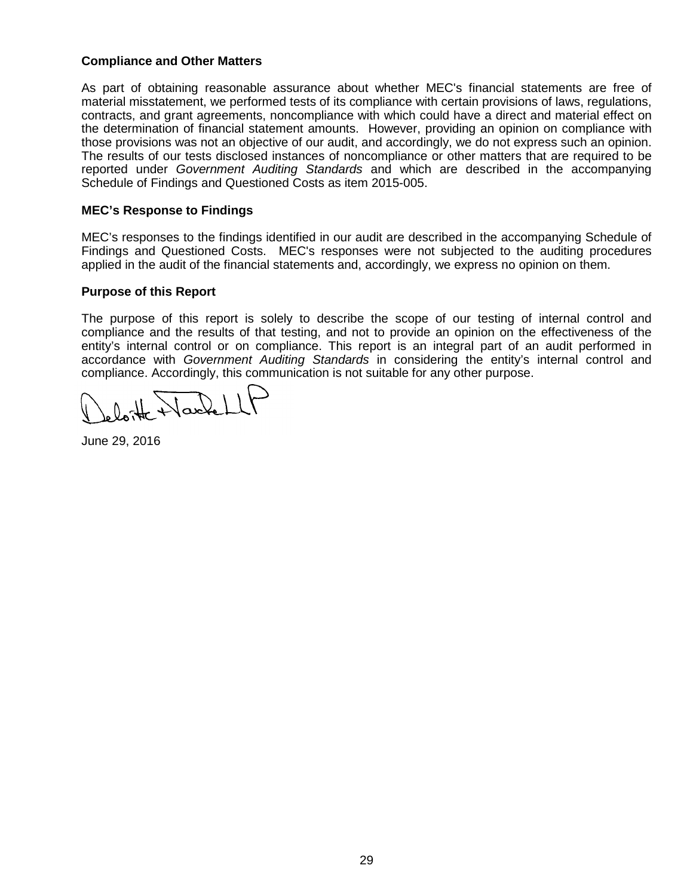**Compliance and Other Matters**

As part of obtaining reasonable assurance about whether MEC's financial statements are free of material misstatement, we performed tests of its compliance with certain provisions of laws, regulations, contracts, and grant agreements, noncompliance with which could have a direct and material effect on the determination of financial statement amounts. However, providing an opinion on compliance with those provisions was not an objective of our audit, and accordingly, we do not express such an opinion. The results of our tests disclosed instances of noncompliance or other matters that are required to be reported under *Government Auditing Standards* and which are described in the accompanying Schedule of Findings and Questioned Costs as item 2015-005.

**MEC's Response to Findings**

MEC's responses to the findings identified in our audit are described in the accompanying Schedule of Findings and Questioned Costs. MEC's responses were not subjected to the auditing procedures applied in the audit of the financial statements and, accordingly, we express no opinion on them.

**Purpose of this Report**

The purpose of this report is solely to describe the scope of our testing of internal control and compliance and the results of that testing, and not to provide an opinion on the effectiveness of the entity's internal control or on compliance. This report is an integral part of an audit performed in accordance with *Government Auditing Standards* in considering the entity's internal control and compliance. Accordingly, this communication is not suitable for any other purpose.

Deloitte & Touche LLP

June 29, 2016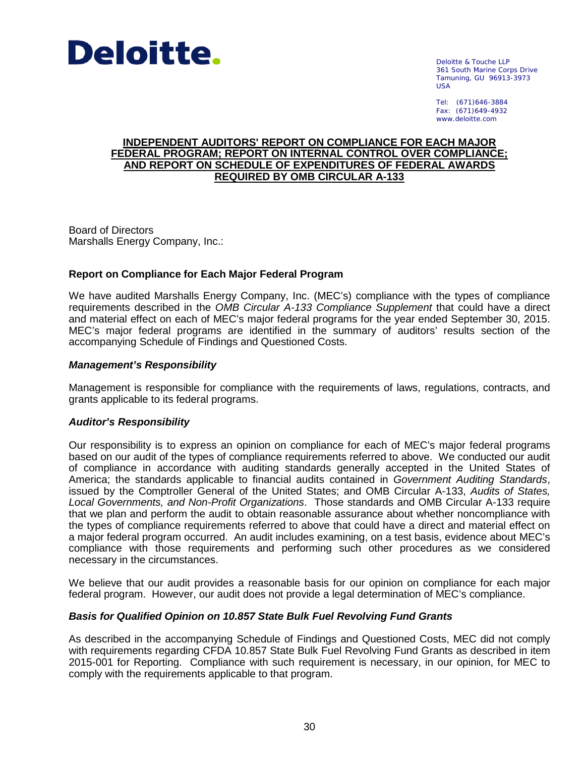Deloitte.

Deloitte & Touche LLP
361 South Marine Corps Drive
Tamuning, GU 96913-3973
USA

Tel: (671)646-3884
Fax: (671)649-4932
www.deloitte.com

# INDEPENDENT AUDITORS' REPORT ON COMPLIANCE FOR EACH MAJOR FEDERAL PROGRAM; REPORT ON INTERNAL CONTROL OVER COMPLIANCE; AND REPORT ON SCHEDULE OF EXPENDITURES OF FEDERAL AWARDS REQUIRED BY OMB CIRCULAR A-133

Board of Directors
Marshalls Energy Company, Inc.:

## Report on Compliance for Each Major Federal Program

We have audited Marshalls Energy Company, Inc. (MEC's) compliance with the types of compliance requirements described in the *OMB Circular A-133 Compliance Supplement* that could have a direct and material effect on each of MEC's major federal programs for the year ended September 30, 2015. MEC's major federal programs are identified in the summary of auditors' results section of the accompanying Schedule of Findings and Questioned Costs.

### *Management's Responsibility*

Management is responsible for compliance with the requirements of laws, regulations, contracts, and grants applicable to its federal programs.

### *Auditor's Responsibility*

Our responsibility is to express an opinion on compliance for each of MEC's major federal programs based on our audit of the types of compliance requirements referred to above. We conducted our audit of compliance in accordance with auditing standards generally accepted in the United States of America; the standards applicable to financial audits contained in *Government Auditing Standards*, issued by the Comptroller General of the United States; and OMB Circular A-133, *Audits of States, Local Governments, and Non-Profit Organizations*. Those standards and OMB Circular A-133 require that we plan and perform the audit to obtain reasonable assurance about whether noncompliance with the types of compliance requirements referred to above that could have a direct and material effect on a major federal program occurred. An audit includes examining, on a test basis, evidence about MEC's compliance with those requirements and performing such other procedures as we considered necessary in the circumstances.

We believe that our audit provides a reasonable basis for our opinion on compliance for each major federal program. However, our audit does not provide a legal determination of MEC's compliance.

### *Basis for Qualified Opinion on 10.857 State Bulk Fuel Revolving Fund Grants*

As described in the accompanying Schedule of Findings and Questioned Costs, MEC did not comply with requirements regarding CFDA 10.857 State Bulk Fuel Revolving Fund Grants as described in item 2015-001 for Reporting. Compliance with such requirement is necessary, in our opinion, for MEC to comply with the requirements applicable to that program.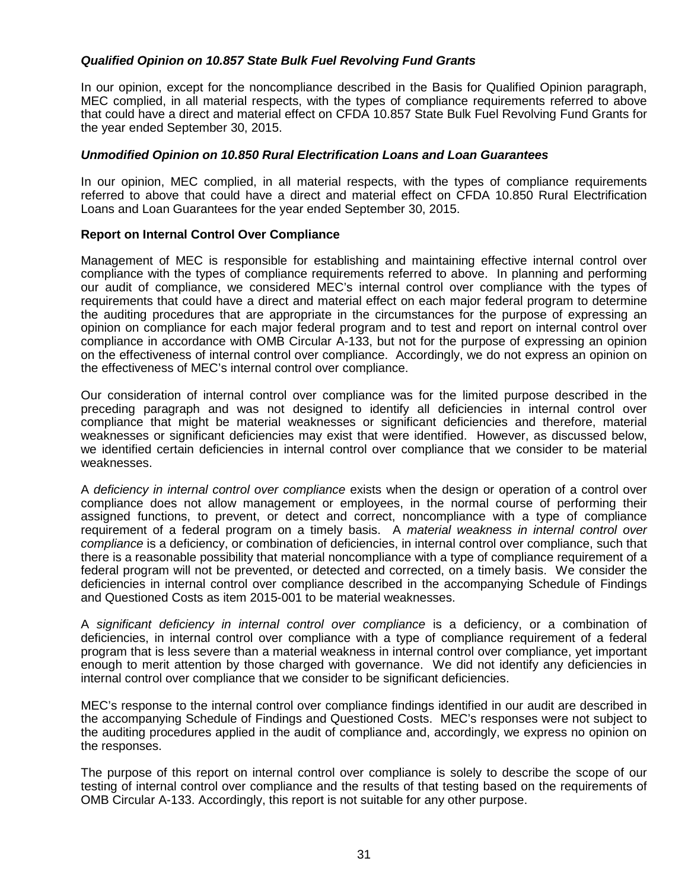***Qualified Opinion on 10.857 State Bulk Fuel Revolving Fund Grants***

In our opinion, except for the noncompliance described in the Basis for Qualified Opinion paragraph, MEC complied, in all material respects, with the types of compliance requirements referred to above that could have a direct and material effect on CFDA 10.857 State Bulk Fuel Revolving Fund Grants for the year ended September 30, 2015.

***Unmodified Opinion on 10.850 Rural Electrification Loans and Loan Guarantees***

In our opinion, MEC complied, in all material respects, with the types of compliance requirements referred to above that could have a direct and material effect on CFDA 10.850 Rural Electrification Loans and Loan Guarantees for the year ended September 30, 2015.

**Report on Internal Control Over Compliance**

Management of MEC is responsible for establishing and maintaining effective internal control over compliance with the types of compliance requirements referred to above. In planning and performing our audit of compliance, we considered MEC's internal control over compliance with the types of requirements that could have a direct and material effect on each major federal program to determine the auditing procedures that are appropriate in the circumstances for the purpose of expressing an opinion on compliance for each major federal program and to test and report on internal control over compliance in accordance with OMB Circular A-133, but not for the purpose of expressing an opinion on the effectiveness of internal control over compliance. Accordingly, we do not express an opinion on the effectiveness of MEC's internal control over compliance.

Our consideration of internal control over compliance was for the limited purpose described in the preceding paragraph and was not designed to identify all deficiencies in internal control over compliance that might be material weaknesses or significant deficiencies and therefore, material weaknesses or significant deficiencies may exist that were identified. However, as discussed below, we identified certain deficiencies in internal control over compliance that we consider to be material weaknesses.

A *deficiency in internal control over compliance* exists when the design or operation of a control over compliance does not allow management or employees, in the normal course of performing their assigned functions, to prevent, or detect and correct, noncompliance with a type of compliance requirement of a federal program on a timely basis. A *material weakness in internal control over compliance* is a deficiency, or combination of deficiencies, in internal control over compliance, such that there is a reasonable possibility that material noncompliance with a type of compliance requirement of a federal program will not be prevented, or detected and corrected, on a timely basis. We consider the deficiencies in internal control over compliance described in the accompanying Schedule of Findings and Questioned Costs as item 2015-001 to be material weaknesses.

A *significant deficiency in internal control over compliance* is a deficiency, or a combination of deficiencies, in internal control over compliance with a type of compliance requirement of a federal program that is less severe than a material weakness in internal control over compliance, yet important enough to merit attention by those charged with governance. We did not identify any deficiencies in internal control over compliance that we consider to be significant deficiencies.

MEC's response to the internal control over compliance findings identified in our audit are described in the accompanying Schedule of Findings and Questioned Costs. MEC's responses were not subject to the auditing procedures applied in the audit of compliance and, accordingly, we express no opinion on the responses.

The purpose of this report on internal control over compliance is solely to describe the scope of our testing of internal control over compliance and the results of that testing based on the requirements of OMB Circular A-133. Accordingly, this report is not suitable for any other purpose.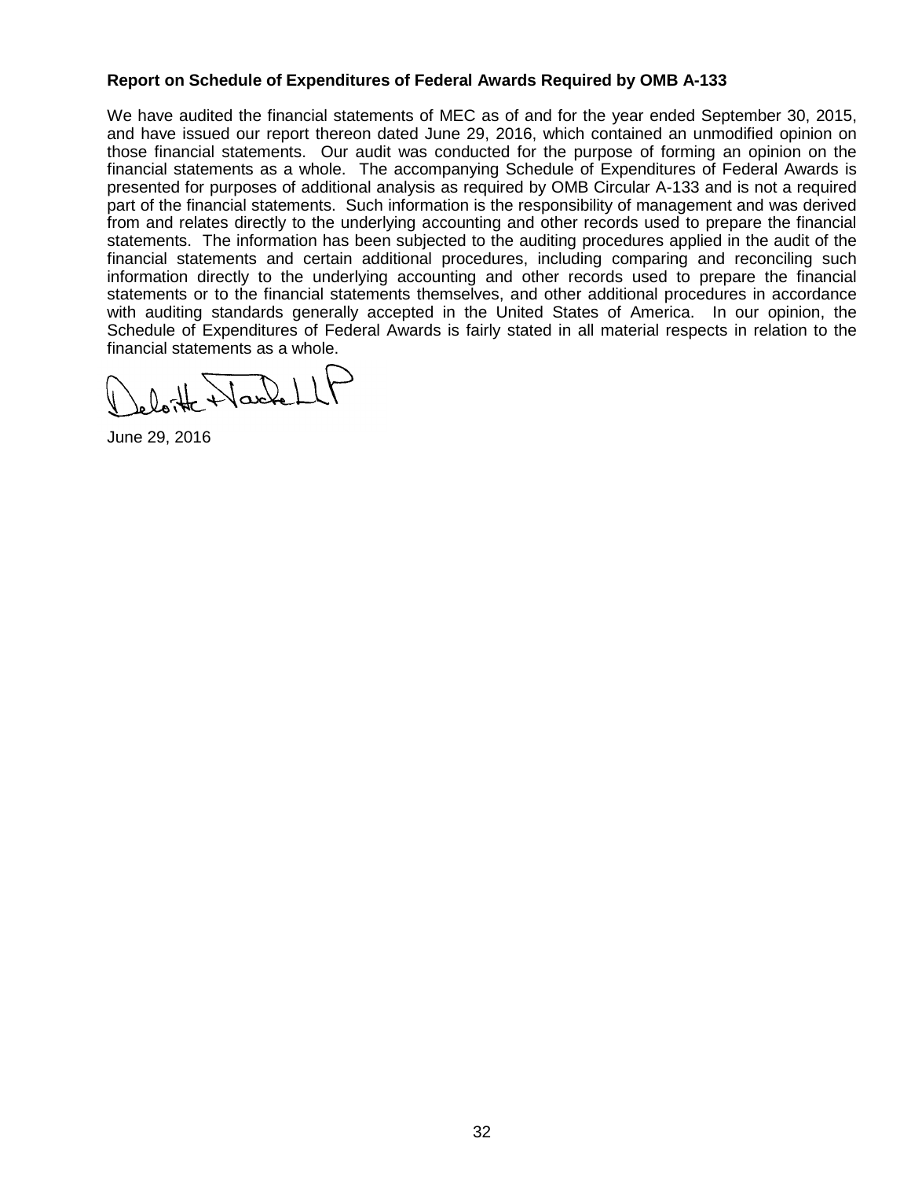**Report on Schedule of Expenditures of Federal Awards Required by OMB A-133**

We have audited the financial statements of MEC as of and for the year ended September 30, 2015, and have issued our report thereon dated June 29, 2016, which contained an unmodified opinion on those financial statements. Our audit was conducted for the purpose of forming an opinion on the financial statements as a whole. The accompanying Schedule of Expenditures of Federal Awards is presented for purposes of additional analysis as required by OMB Circular A-133 and is not a required part of the financial statements. Such information is the responsibility of management and was derived from and relates directly to the underlying accounting and other records used to prepare the financial statements. The information has been subjected to the auditing procedures applied in the audit of the financial statements and certain additional procedures, including comparing and reconciling such information directly to the underlying accounting and other records used to prepare the financial statements or to the financial statements themselves, and other additional procedures in accordance with auditing standards generally accepted in the United States of America. In our opinion, the Schedule of Expenditures of Federal Awards is fairly stated in all material respects in relation to the financial statements as a whole.

Deloitte & Touche LLP

June 29, 2016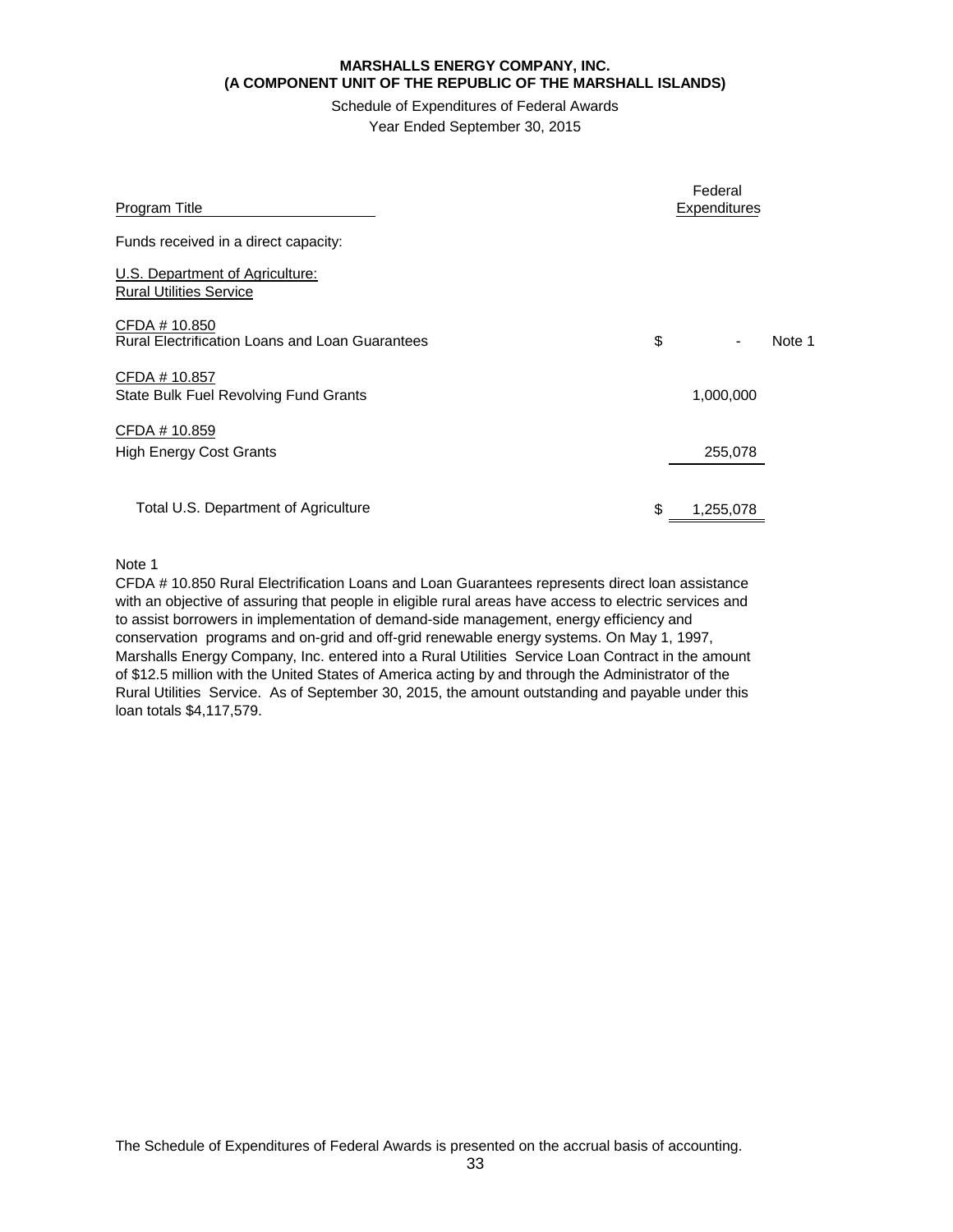**MARSHALLS ENERGY COMPANY, INC.**
**(A COMPONENT UNIT OF THE REPUBLIC OF THE MARSHALL ISLANDS)**

Schedule of Expenditures of Federal Awards
Year Ended September 30, 2015

| Program Title | | Federal Expenditures | |
|---|---|---|---|
| Funds received in a direct capacity: | | | |
| U.S. Department of Agriculture: Rural Utilities Service | | | |
| CFDA # 10.850 Rural Electrification Loans and Loan Guarantees | $ | - | Note 1 |
| CFDA # 10.857 State Bulk Fuel Revolving Fund Grants | | 1,000,000 | |
| CFDA # 10.859 High Energy Cost Grants | | 255,078 | |
| Total U.S. Department of Agriculture | $ | 1,255,078 | |

Note 1

CFDA # 10.850 Rural Electrification Loans and Loan Guarantees represents direct loan assistance with an objective of assuring that people in eligible rural areas have access to electric services and to assist borrowers in implementation of demand-side management, energy efficiency and conservation programs and on-grid and off-grid renewable energy systems. On May 1, 1997, Marshalls Energy Company, Inc. entered into a Rural Utilities Service Loan Contract in the amount of $12.5 million with the United States of America acting by and through the Administrator of the Rural Utilities Service. As of September 30, 2015, the amount outstanding and payable under this loan totals $4,117,579.

The Schedule of Expenditures of Federal Awards is presented on the accrual basis of accounting.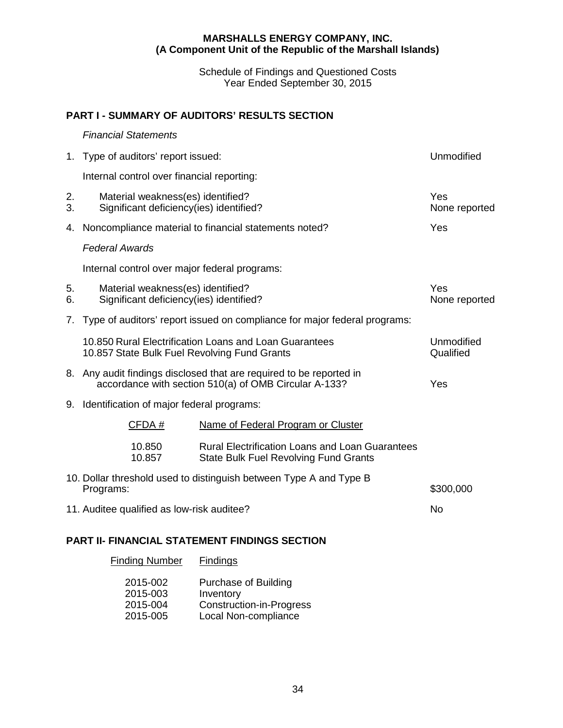**MARSHALLS ENERGY COMPANY, INC.**
**(A Component Unit of the Republic of the Marshall Islands)**

Schedule of Findings and Questioned Costs
Year Ended September 30, 2015

## PART I - SUMMARY OF AUDITORS' RESULTS SECTION

*Financial Statements*

1. Type of auditors' report issued: Unmodified

Internal control over financial reporting:

2. Material weakness(es) identified? Yes
3. Significant deficiency(ies) identified? None reported

4. Noncompliance material to financial statements noted? Yes

*Federal Awards*

Internal control over major federal programs:

5. Material weakness(es) identified? Yes
6. Significant deficiency(ies) identified? None reported

7. Type of auditors' report issued on compliance for major federal programs:

| | |
|---|---|
| 10.850 Rural Electrification Loans and Loan Guarantees | Unmodified |
| 10.857 State Bulk Fuel Revolving Fund Grants | Qualified |

8. Any audit findings disclosed that are required to be reported in accordance with section 510(a) of OMB Circular A-133? Yes

9. Identification of major federal programs:

| CFDA # | Name of Federal Program or Cluster |
|---|---|
| 10.850 | Rural Electrification Loans and Loan Guarantees |
| 10.857 | State Bulk Fuel Revolving Fund Grants |

10. Dollar threshold used to distinguish between Type A and Type B Programs: $300,000

11. Auditee qualified as low-risk auditee? No

## PART II- FINANCIAL STATEMENT FINDINGS SECTION

| Finding Number | Findings |
|---|---|
| 2015-002 | Purchase of Building |
| 2015-003 | Inventory |
| 2015-004 | Construction-in-Progress |
| 2015-005 | Local Non-compliance |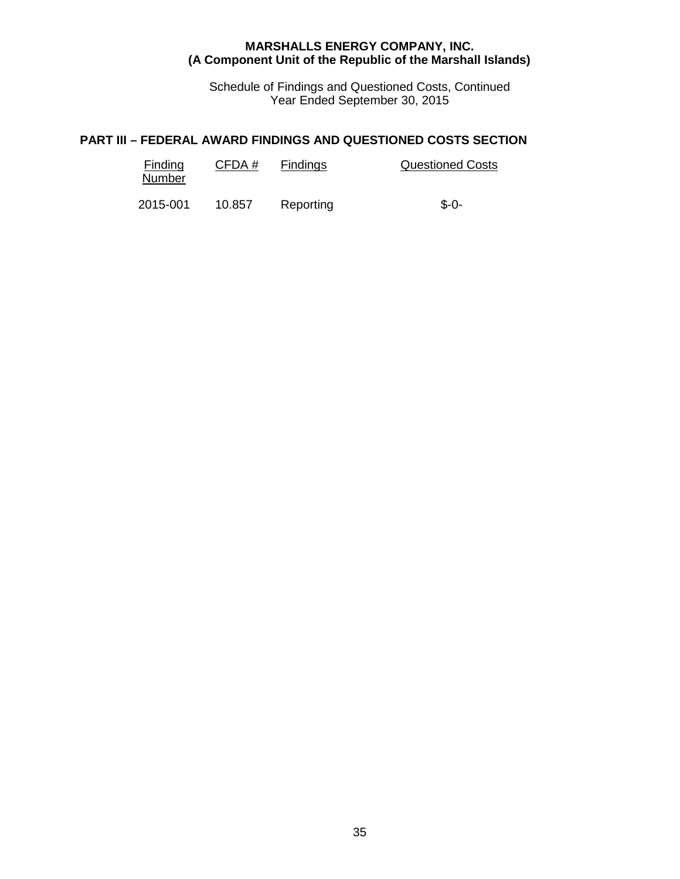**MARSHALLS ENERGY COMPANY, INC.**
**(A Component Unit of the Republic of the Marshall Islands)**

Schedule of Findings and Questioned Costs, Continued
Year Ended September 30, 2015

## PART III – FEDERAL AWARD FINDINGS AND QUESTIONED COSTS SECTION

| Finding Number | CFDA # | Findings | Questioned Costs |
|---|---|---|---|
| 2015-001 | 10.857 | Reporting | $-0- |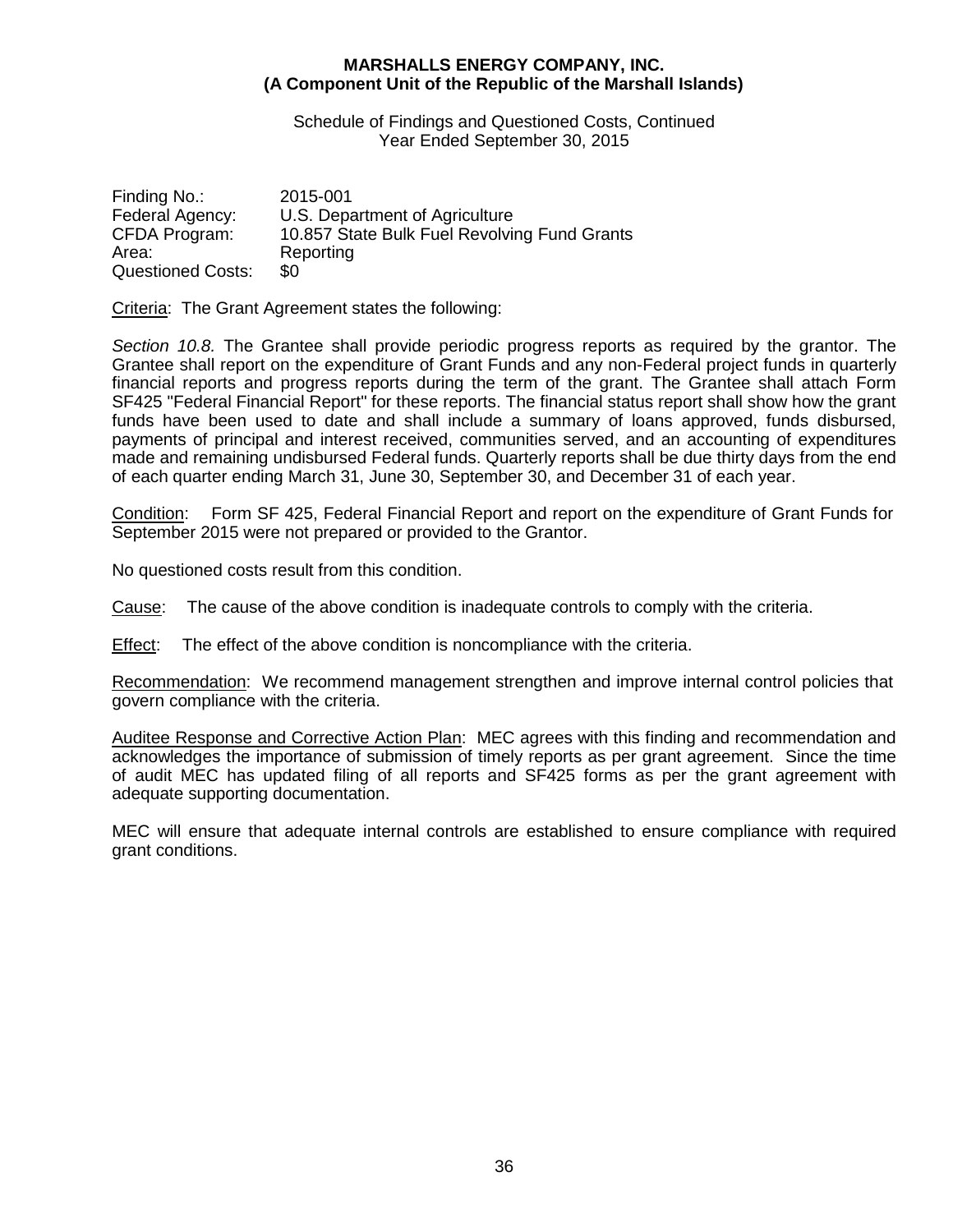**MARSHALLS ENERGY COMPANY, INC.**
**(A Component Unit of the Republic of the Marshall Islands)**

Schedule of Findings and Questioned Costs, Continued
Year Ended September 30, 2015

| | |
|---|---|
| Finding No.: | 2015-001 |
| Federal Agency: | U.S. Department of Agriculture |
| CFDA Program: | 10.857 State Bulk Fuel Revolving Fund Grants |
| Area: | Reporting |
| Questioned Costs: | $0 |

Criteria: The Grant Agreement states the following:

*Section 10.8.* The Grantee shall provide periodic progress reports as required by the grantor. The Grantee shall report on the expenditure of Grant Funds and any non-Federal project funds in quarterly financial reports and progress reports during the term of the grant. The Grantee shall attach Form SF425 "Federal Financial Report" for these reports. The financial status report shall show how the grant funds have been used to date and shall include a summary of loans approved, funds disbursed, payments of principal and interest received, communities served, and an accounting of expenditures made and remaining undisbursed Federal funds. Quarterly reports shall be due thirty days from the end of each quarter ending March 31, June 30, September 30, and December 31 of each year.

Condition: Form SF 425, Federal Financial Report and report on the expenditure of Grant Funds for September 2015 were not prepared or provided to the Grantor.

No questioned costs result from this condition.

Cause: The cause of the above condition is inadequate controls to comply with the criteria.

Effect: The effect of the above condition is noncompliance with the criteria.

Recommendation: We recommend management strengthen and improve internal control policies that govern compliance with the criteria.

Auditee Response and Corrective Action Plan: MEC agrees with this finding and recommendation and acknowledges the importance of submission of timely reports as per grant agreement. Since the time of audit MEC has updated filing of all reports and SF425 forms as per the grant agreement with adequate supporting documentation.

MEC will ensure that adequate internal controls are established to ensure compliance with required grant conditions.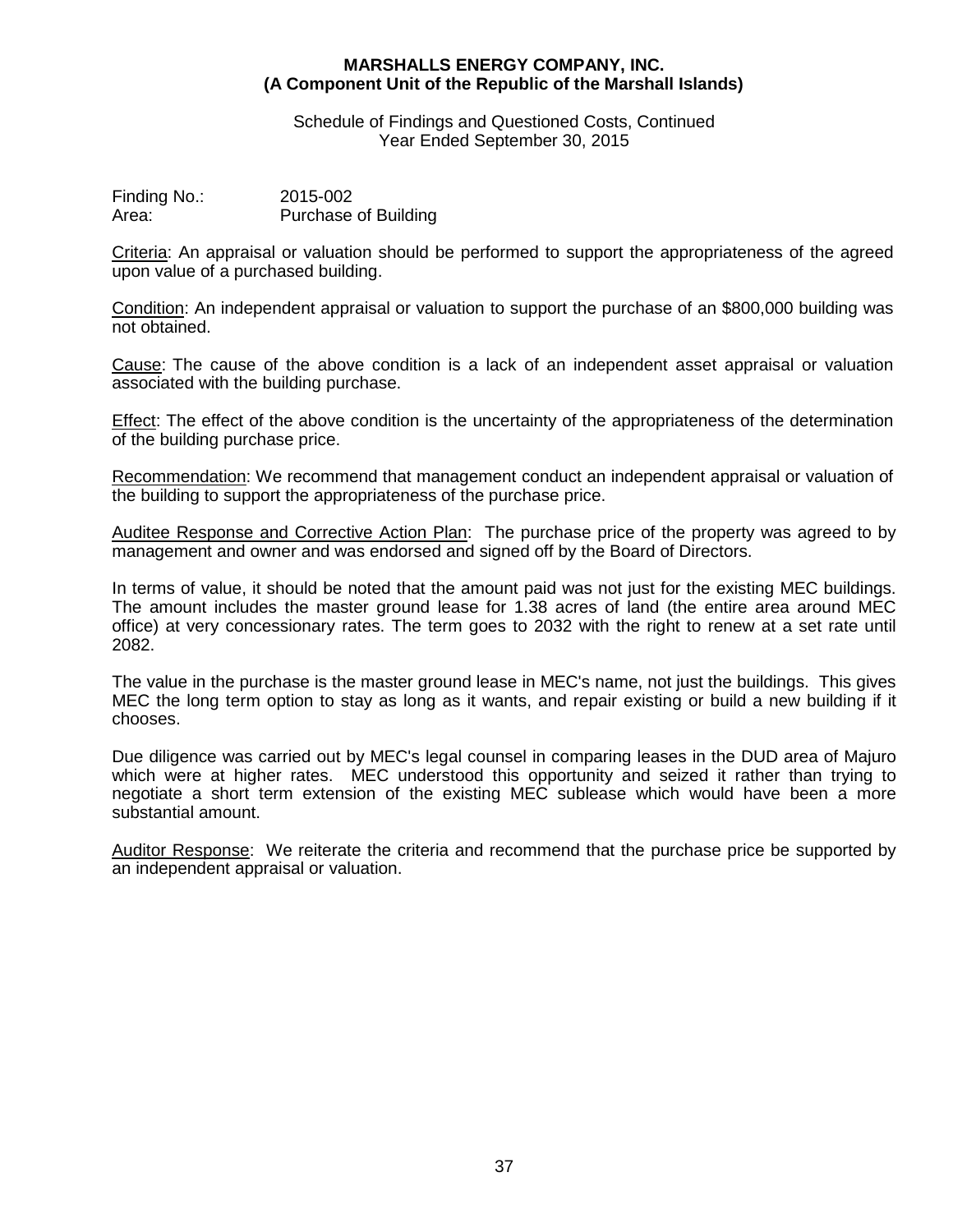**MARSHALLS ENERGY COMPANY, INC.**
**(A Component Unit of the Republic of the Marshall Islands)**

Schedule of Findings and Questioned Costs, Continued
Year Ended September 30, 2015

Finding No.: 2015-002
Area: Purchase of Building

Criteria: An appraisal or valuation should be performed to support the appropriateness of the agreed upon value of a purchased building.

Condition: An independent appraisal or valuation to support the purchase of an $800,000 building was not obtained.

Cause: The cause of the above condition is a lack of an independent asset appraisal or valuation associated with the building purchase.

Effect: The effect of the above condition is the uncertainty of the appropriateness of the determination of the building purchase price.

Recommendation: We recommend that management conduct an independent appraisal or valuation of the building to support the appropriateness of the purchase price.

Auditee Response and Corrective Action Plan: The purchase price of the property was agreed to by management and owner and was endorsed and signed off by the Board of Directors.

In terms of value, it should be noted that the amount paid was not just for the existing MEC buildings. The amount includes the master ground lease for 1.38 acres of land (the entire area around MEC office) at very concessionary rates. The term goes to 2032 with the right to renew at a set rate until 2082.

The value in the purchase is the master ground lease in MEC's name, not just the buildings. This gives MEC the long term option to stay as long as it wants, and repair existing or build a new building if it chooses.

Due diligence was carried out by MEC's legal counsel in comparing leases in the DUD area of Majuro which were at higher rates. MEC understood this opportunity and seized it rather than trying to negotiate a short term extension of the existing MEC sublease which would have been a more substantial amount.

Auditor Response: We reiterate the criteria and recommend that the purchase price be supported by an independent appraisal or valuation.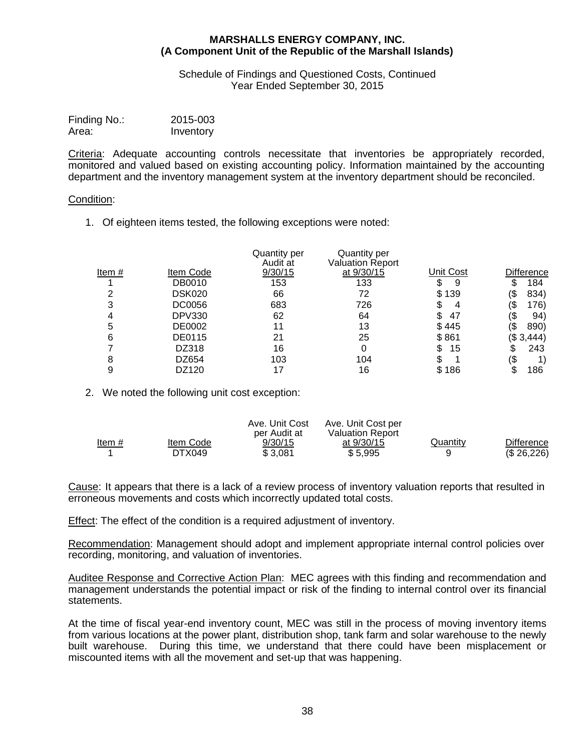**MARSHALLS ENERGY COMPANY, INC.**
**(A Component Unit of the Republic of the Marshall Islands)**

Schedule of Findings and Questioned Costs, Continued
Year Ended September 30, 2015

Finding No.: 2015-003
Area: Inventory

Criteria: Adequate accounting controls necessitate that inventories be appropriately recorded, monitored and valued based on existing accounting policy. Information maintained by the accounting department and the inventory management system at the inventory department should be reconciled.

Condition:

1. Of eighteen items tested, the following exceptions were noted:

| Item # | Item Code | Quantity per Audit at 9/30/15 | Quantity per Valuation Report at 9/30/15 | Unit Cost | Difference |
|---|---|---|---|---|---|
| 1 | DB0010 | 153 | 133 | $ 9 | $ 184 |
| 2 | DSK020 | 66 | 72 | $ 139 | ($ 834) |
| 3 | DC0056 | 683 | 726 | $ 4 | ($ 176) |
| 4 | DPV330 | 62 | 64 | $ 47 | ($ 94) |
| 5 | DE0002 | 11 | 13 | $ 445 | ($ 890) |
| 6 | DE0115 | 21 | 25 | $ 861 | ($ 3,444) |
| 7 | DZ318 | 16 | 0 | $ 15 | $ 243 |
| 8 | DZ654 | 103 | 104 | $ 1 | ($ 1) |
| 9 | DZ120 | 17 | 16 | $ 186 | $ 186 |

2. We noted the following unit cost exception:

| Item # | Item Code | Ave. Unit Cost per Audit at 9/30/15 | Ave. Unit Cost per Valuation Report at 9/30/15 | Quantity | Difference |
|---|---|---|---|---|---|
| 1 | DTX049 | $ 3,081 | $ 5,995 | 9 | ($ 26,226) |

Cause: It appears that there is a lack of a review process of inventory valuation reports that resulted in erroneous movements and costs which incorrectly updated total costs.

Effect: The effect of the condition is a required adjustment of inventory.

Recommendation: Management should adopt and implement appropriate internal control policies over recording, monitoring, and valuation of inventories.

Auditee Response and Corrective Action Plan: MEC agrees with this finding and recommendation and management understands the potential impact or risk of the finding to internal control over its financial statements.

At the time of fiscal year-end inventory count, MEC was still in the process of moving inventory items from various locations at the power plant, distribution shop, tank farm and solar warehouse to the newly built warehouse. During this time, we understand that there could have been misplacement or miscounted items with all the movement and set-up that was happening.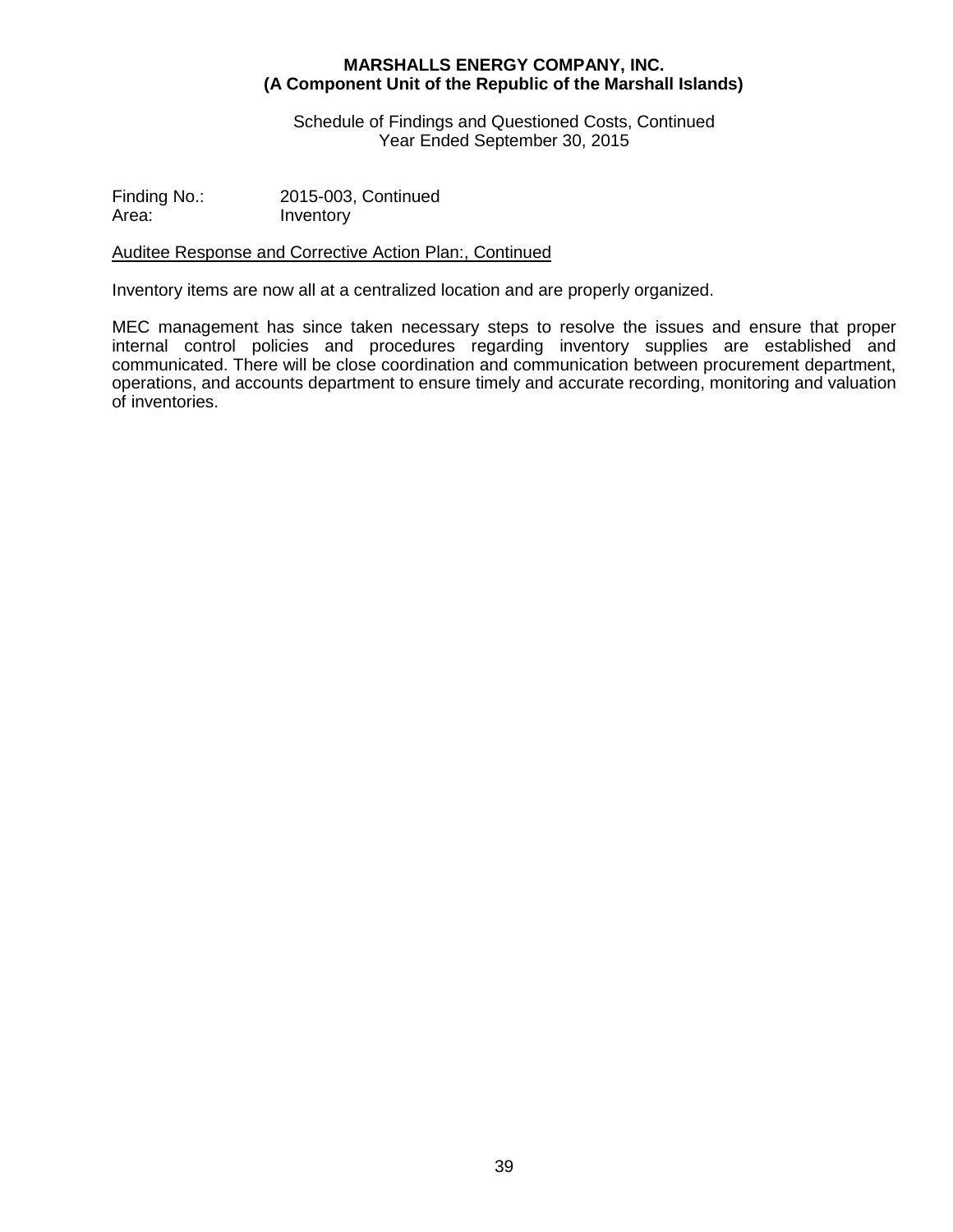Finding No.: 2015-003, Continued
Area: Inventory

Auditee Response and Corrective Action Plan:, Continued

Inventory items are now all at a centralized location and are properly organized.

MEC management has since taken necessary steps to resolve the issues and ensure that proper internal control policies and procedures regarding inventory supplies are established and communicated. There will be close coordination and communication between procurement department, operations, and accounts department to ensure timely and accurate recording, monitoring and valuation of inventories.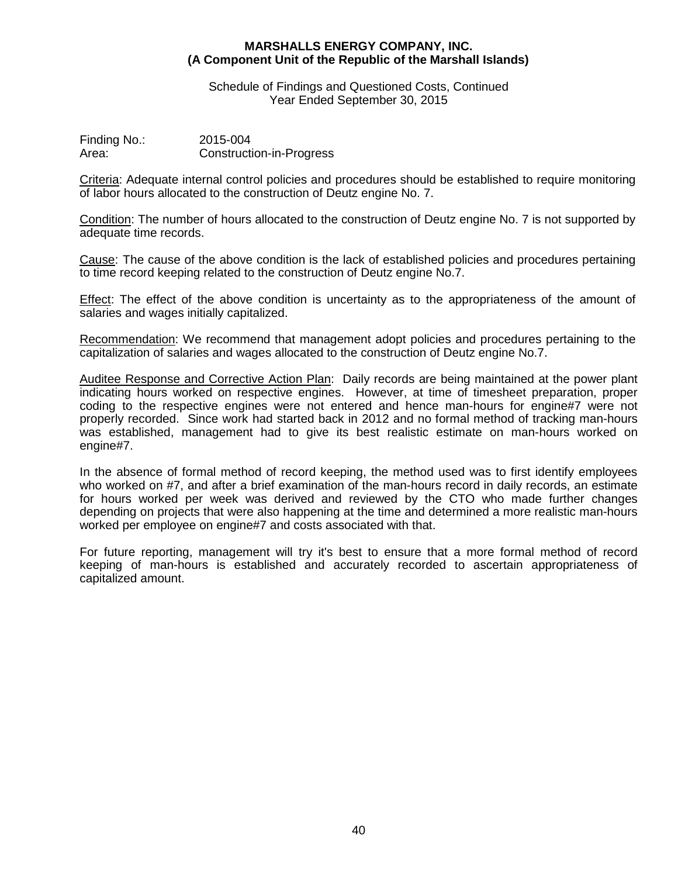**MARSHALLS ENERGY COMPANY, INC.**
**(A Component Unit of the Republic of the Marshall Islands)**

Schedule of Findings and Questioned Costs, Continued
Year Ended September 30, 2015

Finding No.: 2015-004
Area: Construction-in-Progress

Criteria: Adequate internal control policies and procedures should be established to require monitoring of labor hours allocated to the construction of Deutz engine No. 7.

Condition: The number of hours allocated to the construction of Deutz engine No. 7 is not supported by adequate time records.

Cause: The cause of the above condition is the lack of established policies and procedures pertaining to time record keeping related to the construction of Deutz engine No.7.

Effect: The effect of the above condition is uncertainty as to the appropriateness of the amount of salaries and wages initially capitalized.

Recommendation: We recommend that management adopt policies and procedures pertaining to the capitalization of salaries and wages allocated to the construction of Deutz engine No.7.

Auditee Response and Corrective Action Plan: Daily records are being maintained at the power plant indicating hours worked on respective engines. However, at time of timesheet preparation, proper coding to the respective engines were not entered and hence man-hours for engine#7 were not properly recorded. Since work had started back in 2012 and no formal method of tracking man-hours was established, management had to give its best realistic estimate on man-hours worked on engine#7.

In the absence of formal method of record keeping, the method used was to first identify employees who worked on #7, and after a brief examination of the man-hours record in daily records, an estimate for hours worked per week was derived and reviewed by the CTO who made further changes depending on projects that were also happening at the time and determined a more realistic man-hours worked per employee on engine#7 and costs associated with that.

For future reporting, management will try it's best to ensure that a more formal method of record keeping of man-hours is established and accurately recorded to ascertain appropriateness of capitalized amount.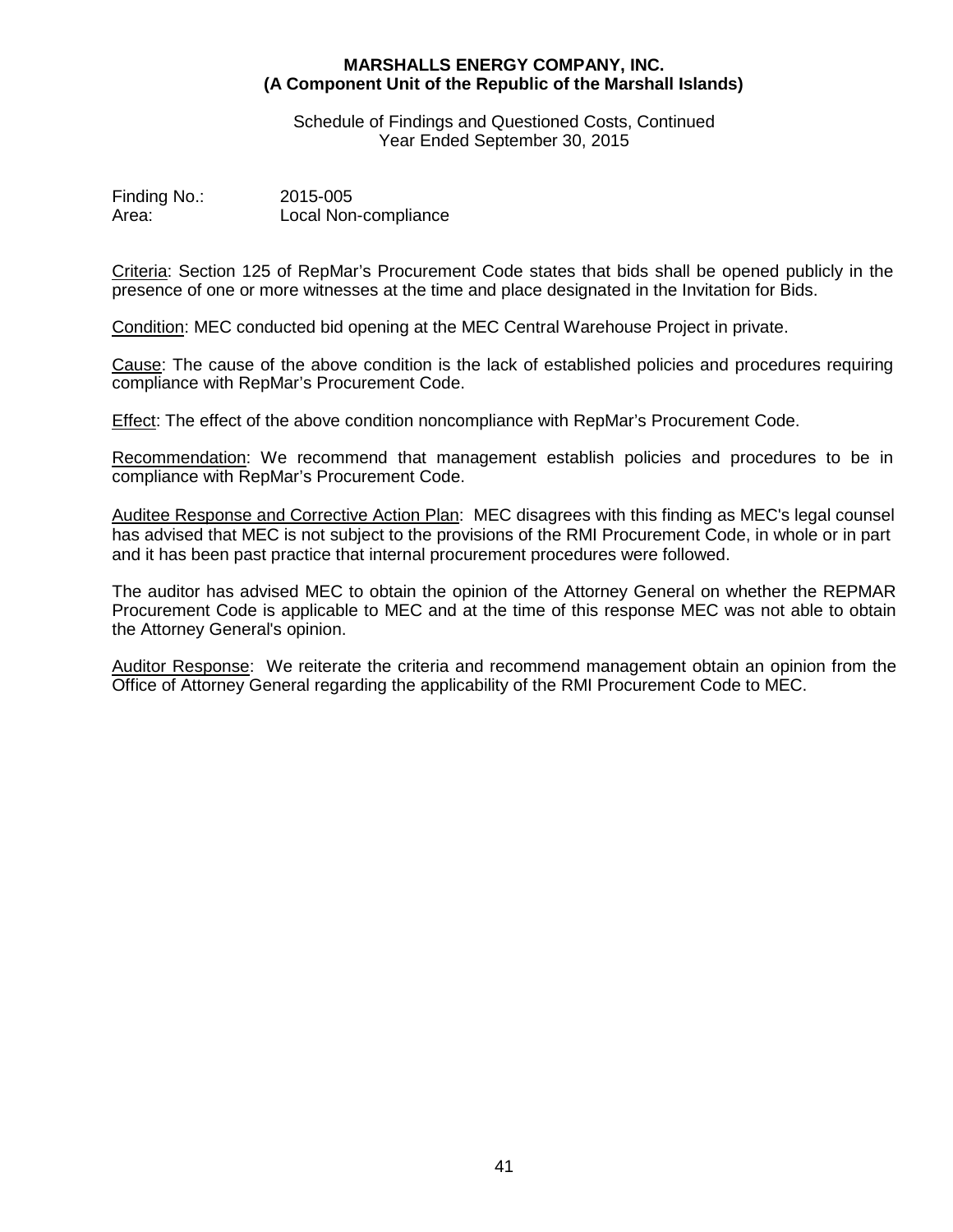**MARSHALLS ENERGY COMPANY, INC.**
**(A Component Unit of the Republic of the Marshall Islands)**

Schedule of Findings and Questioned Costs, Continued
Year Ended September 30, 2015

Finding No.: 2015-005
Area: Local Non-compliance

Criteria: Section 125 of RepMar's Procurement Code states that bids shall be opened publicly in the presence of one or more witnesses at the time and place designated in the Invitation for Bids.

Condition: MEC conducted bid opening at the MEC Central Warehouse Project in private.

Cause: The cause of the above condition is the lack of established policies and procedures requiring compliance with RepMar's Procurement Code.

Effect: The effect of the above condition noncompliance with RepMar's Procurement Code.

Recommendation: We recommend that management establish policies and procedures to be in compliance with RepMar's Procurement Code.

Auditee Response and Corrective Action Plan: MEC disagrees with this finding as MEC's legal counsel has advised that MEC is not subject to the provisions of the RMI Procurement Code, in whole or in part and it has been past practice that internal procurement procedures were followed.

The auditor has advised MEC to obtain the opinion of the Attorney General on whether the REPMAR Procurement Code is applicable to MEC and at the time of this response MEC was not able to obtain the Attorney General's opinion.

Auditor Response: We reiterate the criteria and recommend management obtain an opinion from the Office of Attorney General regarding the applicability of the RMI Procurement Code to MEC.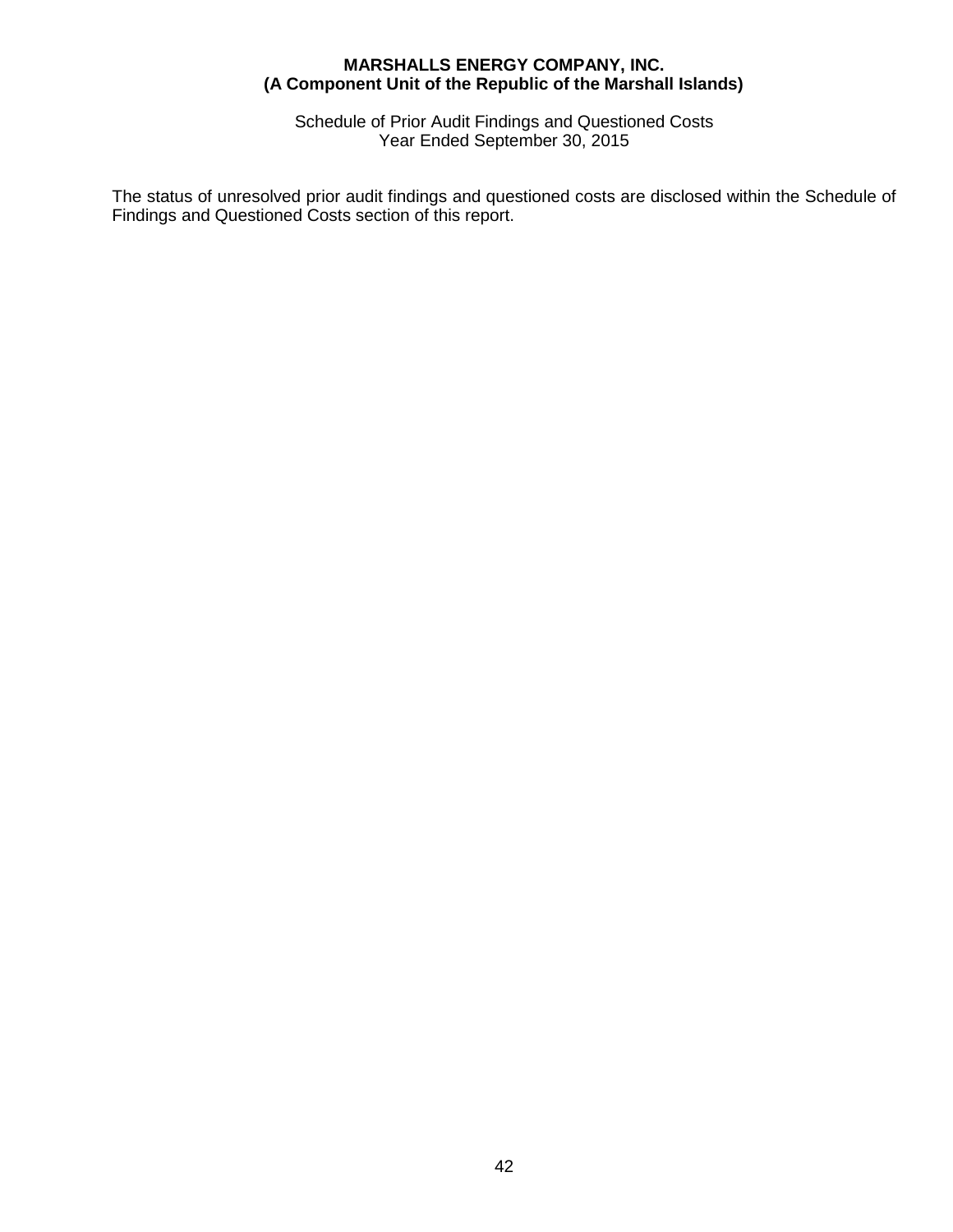**MARSHALLS ENERGY COMPANY, INC.**
**(A Component Unit of the Republic of the Marshall Islands)**

Schedule of Prior Audit Findings and Questioned Costs
Year Ended September 30, 2015

The status of unresolved prior audit findings and questioned costs are disclosed within the Schedule of Findings and Questioned Costs section of this report.